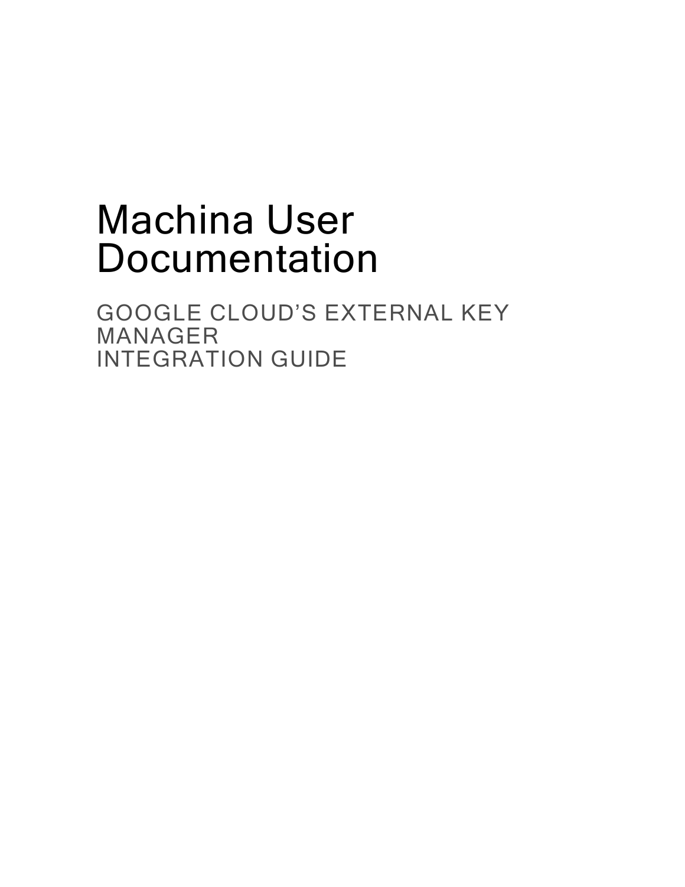# Machina User Documentation

## GOOGLE CLOUD'S EXTERNAL KEY MANAGER INTEGRATION GUIDE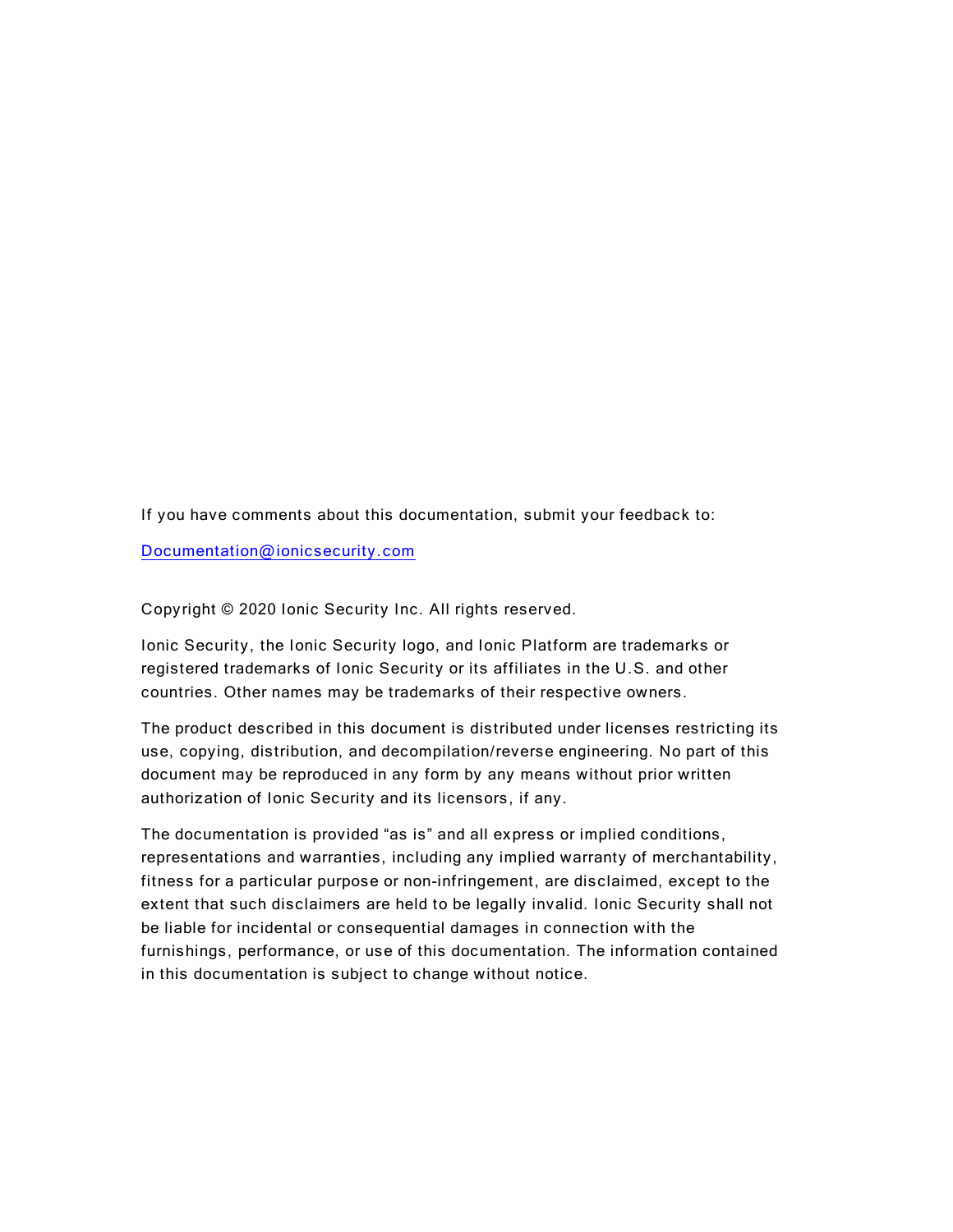If you have comments about this documentation, submit your feedback to:

[Documentation@ionicsecurity.com](mailto:Documentation@ionicsecurity.com)

Copyright © 2020 Ionic Security Inc. All rights reserved.

Ionic Security, the Ionic Security logo, and Ionic Platform are trademarks or registered trademarks of Ionic Security or its affiliates in the U.S. and other countries. Other names may be trademarks of their respective owners.

The product described in this document is distributed under licenses restricting its use, copying, distribution, and decompilation/reverse engineering. No part of this document may be reproduced in any form by any means without prior written authorization of Ionic Security and its licensors, if any.

The documentation is provided "as is" and all express or implied conditions, representations and warranties, including any implied warranty of merchantability, fitness for a particular purpose or non-infringement, are disclaimed, except to the extent that such disclaimers are held to be legally invalid. Ionic Security shall not be liable for incidental or consequential damages in connection with the furnishings, performance, or use of this documentation. The information contained in this documentation is subject to change without notice.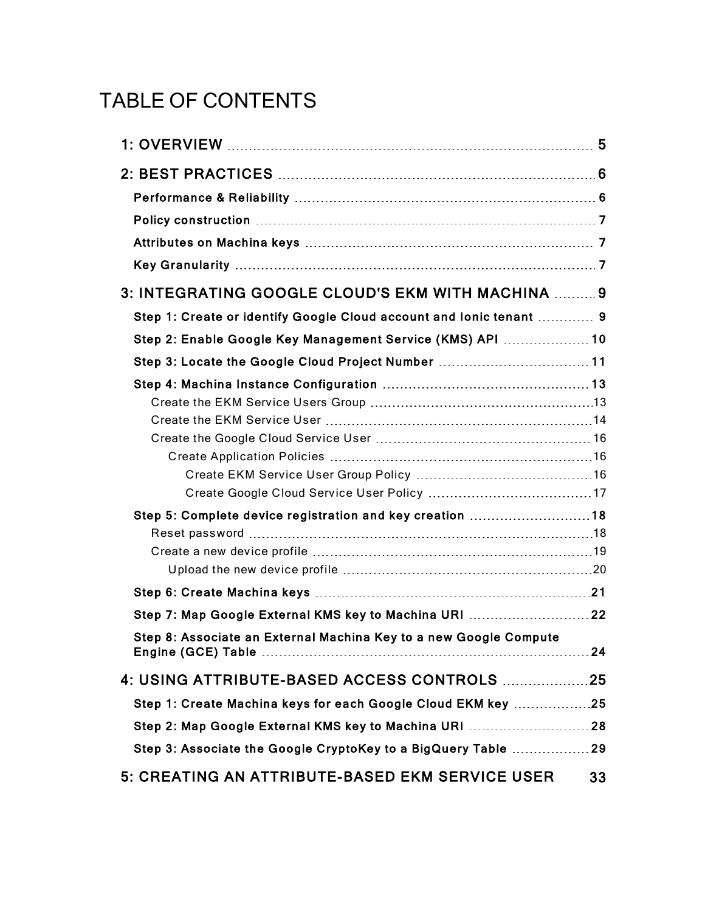# TABLE OF CONTENTS

- **1: OVERVIEW** 5
- **2: BEST PRACTICES** 6
  - **Performance & Reliability** 6
  - **Policy construction** 7
  - **Attributes on Machina keys** 7
  - **Key Granularity** 7
- **3: INTEGRATING GOOGLE CLOUD'S EKM WITH MACHINA** 9
  - **Step 1: Create or identify Google Cloud account and Ionic tenant** 9
  - **Step 2: Enable Google Key Management Service (KMS) API** 10
  - **Step 3: Locate the Google Cloud Project Number** 11
  - **Step 4: Machina Instance Configuration** 13
    - Create the EKM Service Users Group 13
    - Create the EKM Service User 14
    - Create the Google Cloud Service User 16
      - Create Application Policies 16
        - Create EKM Service User Group Policy 16
        - Create Google Cloud Service User Policy 17
  - **Step 5: Complete device registration and key creation** 18
    - Reset password 18
    - Create a new device profile 19
      - Upload the new device profile 20
  - **Step 6: Create Machina keys** 21
  - **Step 7: Map Google External KMS key to Machina URI** 22
  - **Step 8: Associate an External Machina Key to a new Google Compute Engine (GCE) Table** 24
- **4: USING ATTRIBUTE-BASED ACCESS CONTROLS** 25
  - **Step 1: Create Machina keys for each Google Cloud EKM key** 25
  - **Step 2: Map Google External KMS key to Machina URI** 28
  - **Step 3: Associate the Google CryptoKey to a BigQuery Table** 29
- **5: CREATING AN ATTRIBUTE-BASED EKM SERVICE USER** 33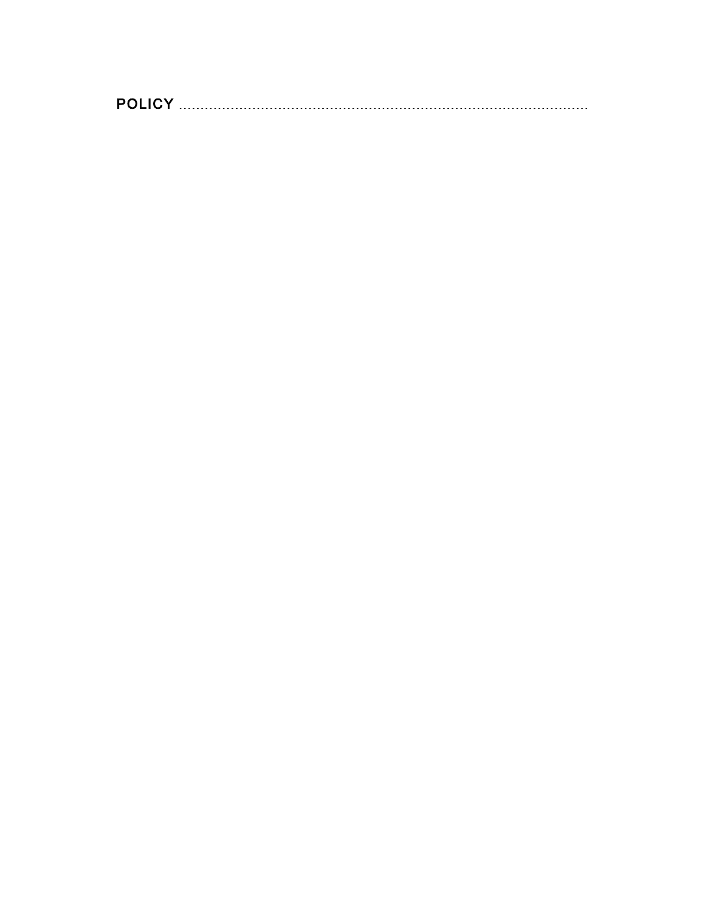# POLICY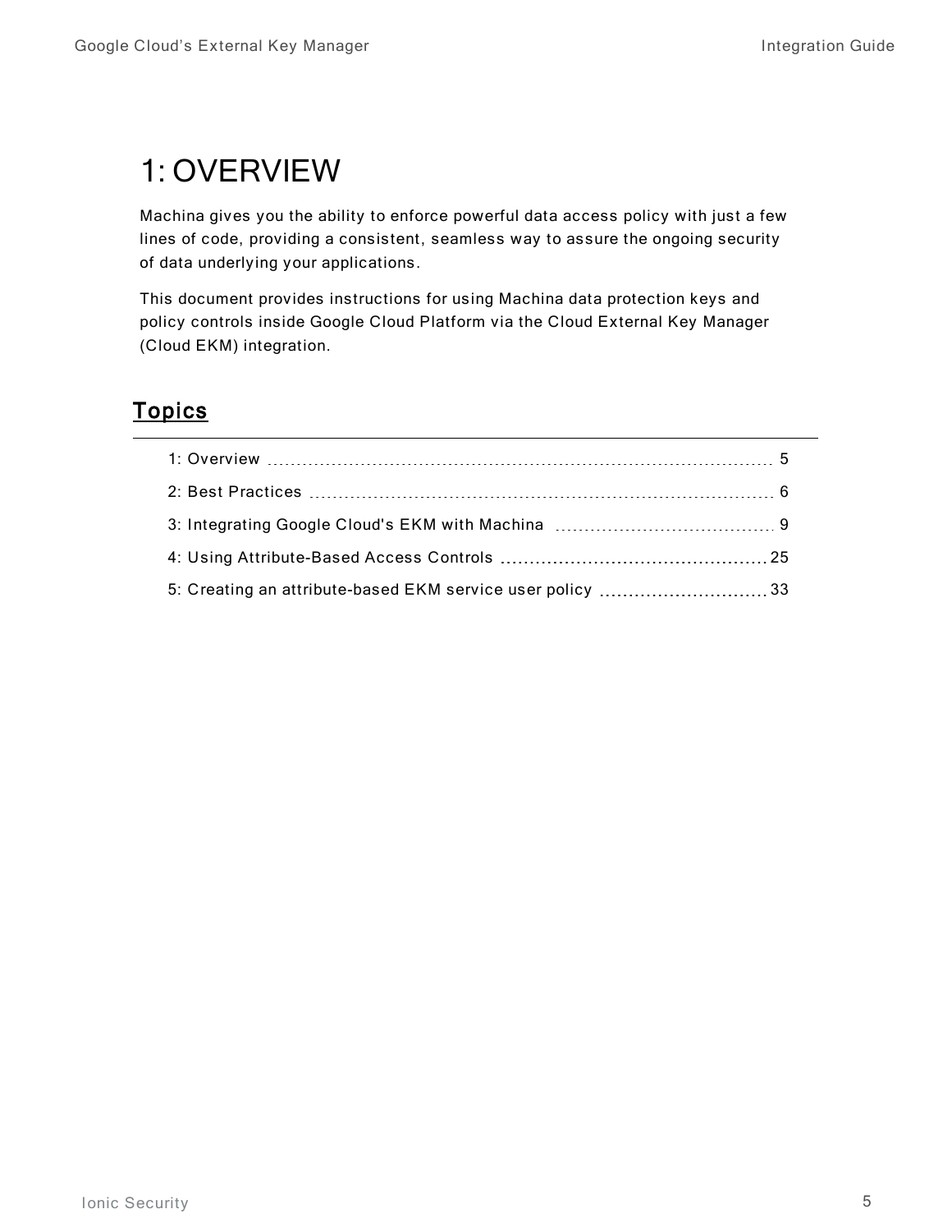# 1: OVERVIEW

Machina gives you the ability to enforce powerful data access policy with just a few lines of code, providing a consistent, seamless way to assure the ongoing security of data underlying your applications.

This document provides instructions for using Machina data protection keys and policy controls inside Google Cloud Platform via the Cloud External Key Manager (Cloud EKM) integration.

## Topics

- 1: Overview ........ 5
- 2: Best Practices ........ 6
- 3: Integrating Google Cloud's EKM with Machina ........ 9
- 4: Using Attribute-Based Access Controls ........ 25
- 5: Creating an attribute-based EKM service user policy ........ 33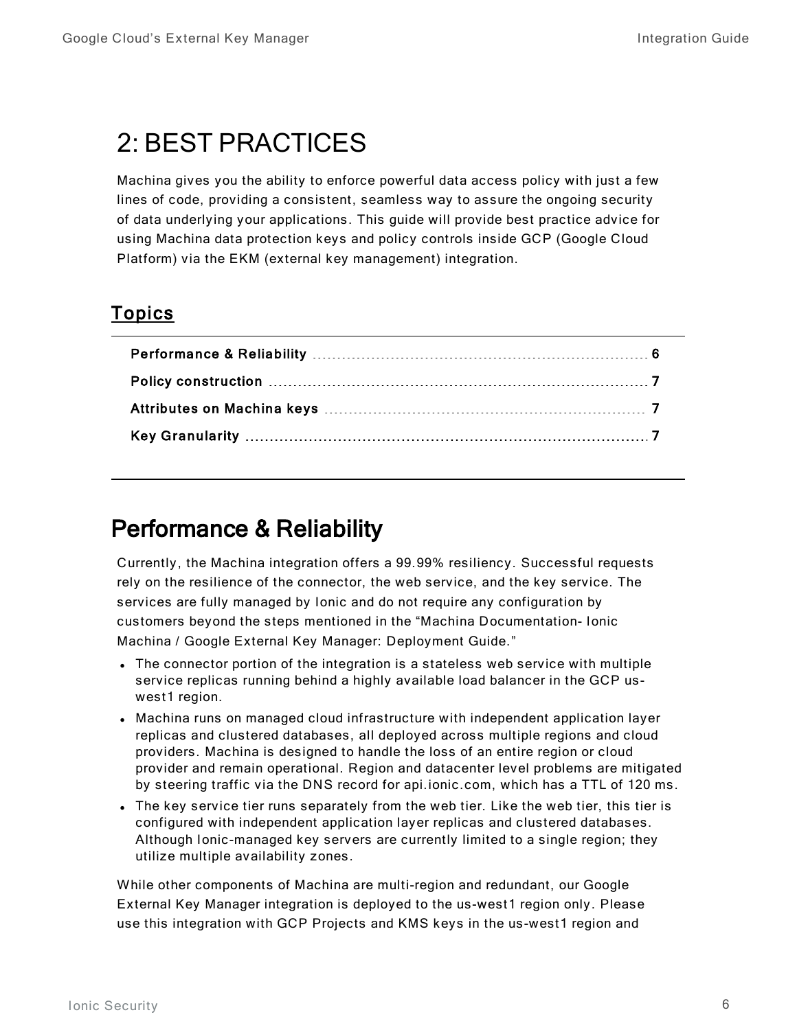# 2: BEST PRACTICES

Machina gives you the ability to enforce powerful data access policy with just a few lines of code, providing a consistent, seamless way to assure the ongoing security of data underlying your applications. This guide will provide best practice advice for using Machina data protection keys and policy controls inside GCP (Google Cloud Platform) via the EKM (external key management) integration.

## Topics

| | |
|---|---|
| **Performance & Reliability** | **6** |
| **Policy construction** | **7** |
| **Attributes on Machina keys** | **7** |
| **Key Granularity** | **7** |

## Performance & Reliability

Currently, the Machina integration offers a 99.99% resiliency. Successful requests rely on the resilience of the connector, the web service, and the key service. The services are fully managed by Ionic and do not require any configuration by customers beyond the steps mentioned in the "Machina Documentation- Ionic Machina / Google External Key Manager: Deployment Guide."

- The connector portion of the integration is a stateless web service with multiple service replicas running behind a highly available load balancer in the GCP us-west1 region.
- Machina runs on managed cloud infrastructure with independent application layer replicas and clustered databases, all deployed across multiple regions and cloud providers. Machina is designed to handle the loss of an entire region or cloud provider and remain operational. Region and datacenter level problems are mitigated by steering traffic via the DNS record for api.ionic.com, which has a TTL of 120 ms.
- The key service tier runs separately from the web tier. Like the web tier, this tier is configured with independent application layer replicas and clustered databases. Although Ionic-managed key servers are currently limited to a single region; they utilize multiple availability zones.

While other components of Machina are multi-region and redundant, our Google External Key Manager integration is deployed to the us-west1 region only. Please use this integration with GCP Projects and KMS keys in the us-west1 region and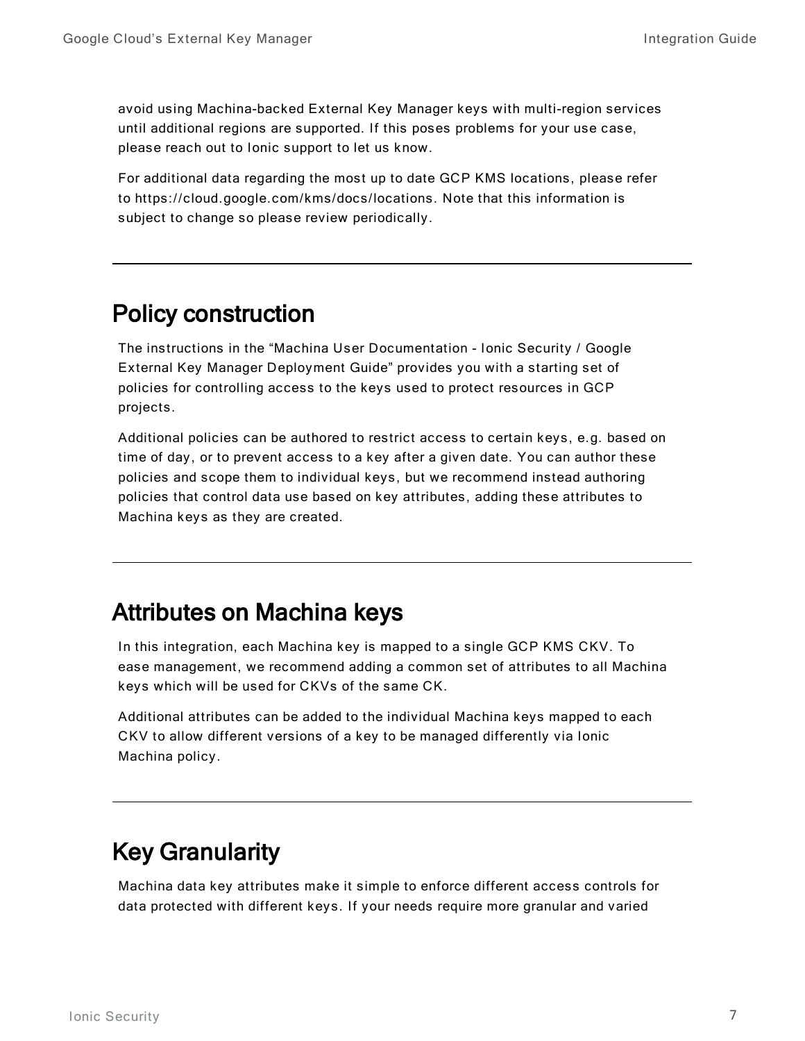avoid using Machina-backed External Key Manager keys with multi-region services until additional regions are supported. If this poses problems for your use case, please reach out to Ionic support to let us know.

For additional data regarding the most up to date GCP KMS locations, please refer to https://cloud.google.com/kms/docs/locations. Note that this information is subject to change so please review periodically.

---

## Policy construction

The instructions in the "Machina User Documentation - Ionic Security / Google External Key Manager Deployment Guide" provides you with a starting set of policies for controlling access to the keys used to protect resources in GCP projects.

Additional policies can be authored to restrict access to certain keys, e.g. based on time of day, or to prevent access to a key after a given date. You can author these policies and scope them to individual keys, but we recommend instead authoring policies that control data use based on key attributes, adding these attributes to Machina keys as they are created.

---

## Attributes on Machina keys

In this integration, each Machina key is mapped to a single GCP KMS CKV. To ease management, we recommend adding a common set of attributes to all Machina keys which will be used for CKVs of the same CK.

Additional attributes can be added to the individual Machina keys mapped to each CKV to allow different versions of a key to be managed differently via Ionic Machina policy.

---

## Key Granularity

Machina data key attributes make it simple to enforce different access controls for data protected with different keys. If your needs require more granular and varied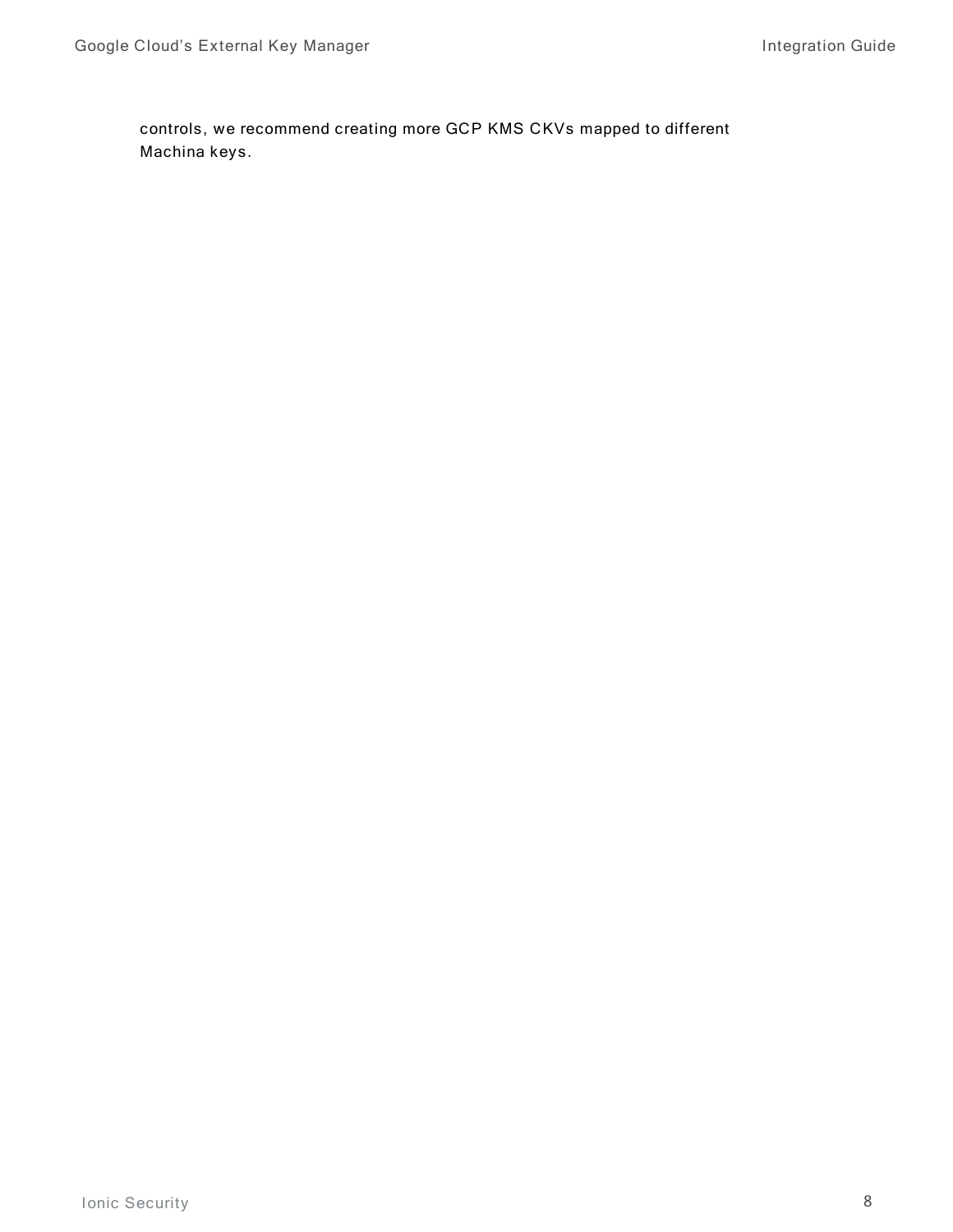controls, we recommend creating more GCP KMS CKVs mapped to different Machina keys.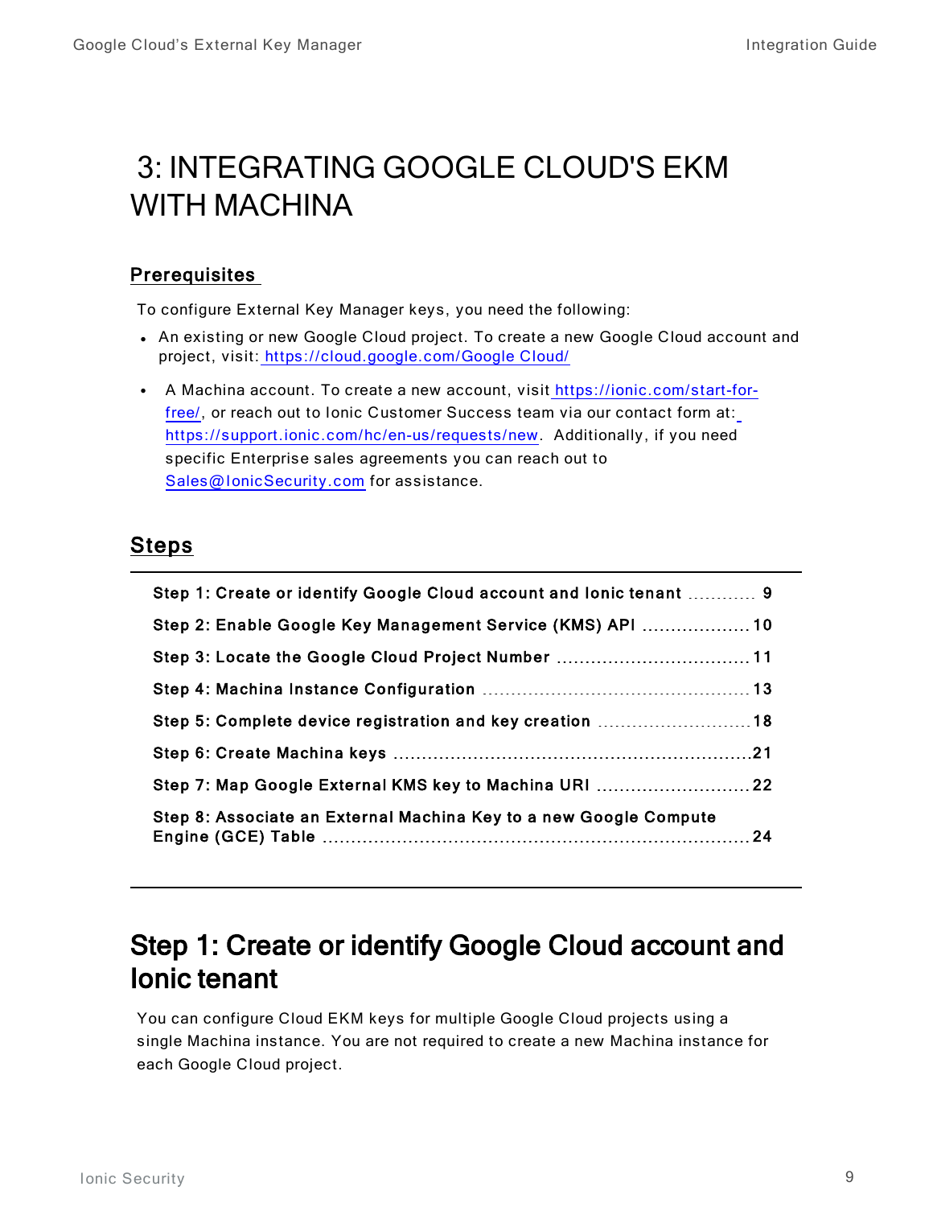# 3: INTEGRATING GOOGLE CLOUD'S EKM WITH MACHINA

## Prerequisites

To configure External Key Manager keys, you need the following:

- An existing or new Google Cloud project. To create a new Google Cloud account and project, visit: https://cloud.google.com/Google Cloud/
- A Machina account. To create a new account, visit https://ionic.com/start-for-free/, or reach out to Ionic Customer Success team via our contact form at: https://support.ionic.com/hc/en-us/requests/new. Additionally, if you need specific Enterprise sales agreements you can reach out to Sales@IonicSecurity.com for assistance.

## Steps

**Step 1: Create or identify Google Cloud account and Ionic tenant** ............ **9**

**Step 2: Enable Google Key Management Service (KMS) API** ................... **10**

**Step 3: Locate the Google Cloud Project Number** ................................. **11**

**Step 4: Machina Instance Configuration** ................................................ **13**

**Step 5: Complete device registration and key creation** ........................... **18**

**Step 6: Create Machina keys** ................................................................ **21**

**Step 7: Map Google External KMS key to Machina URI** ........................... **22**

**Step 8: Associate an External Machina Key to a new Google Compute Engine (GCE) Table** ............................................................................ **24**

## Step 1: Create or identify Google Cloud account and Ionic tenant

You can configure Cloud EKM keys for multiple Google Cloud projects using a single Machina instance. You are not required to create a new Machina instance for each Google Cloud project.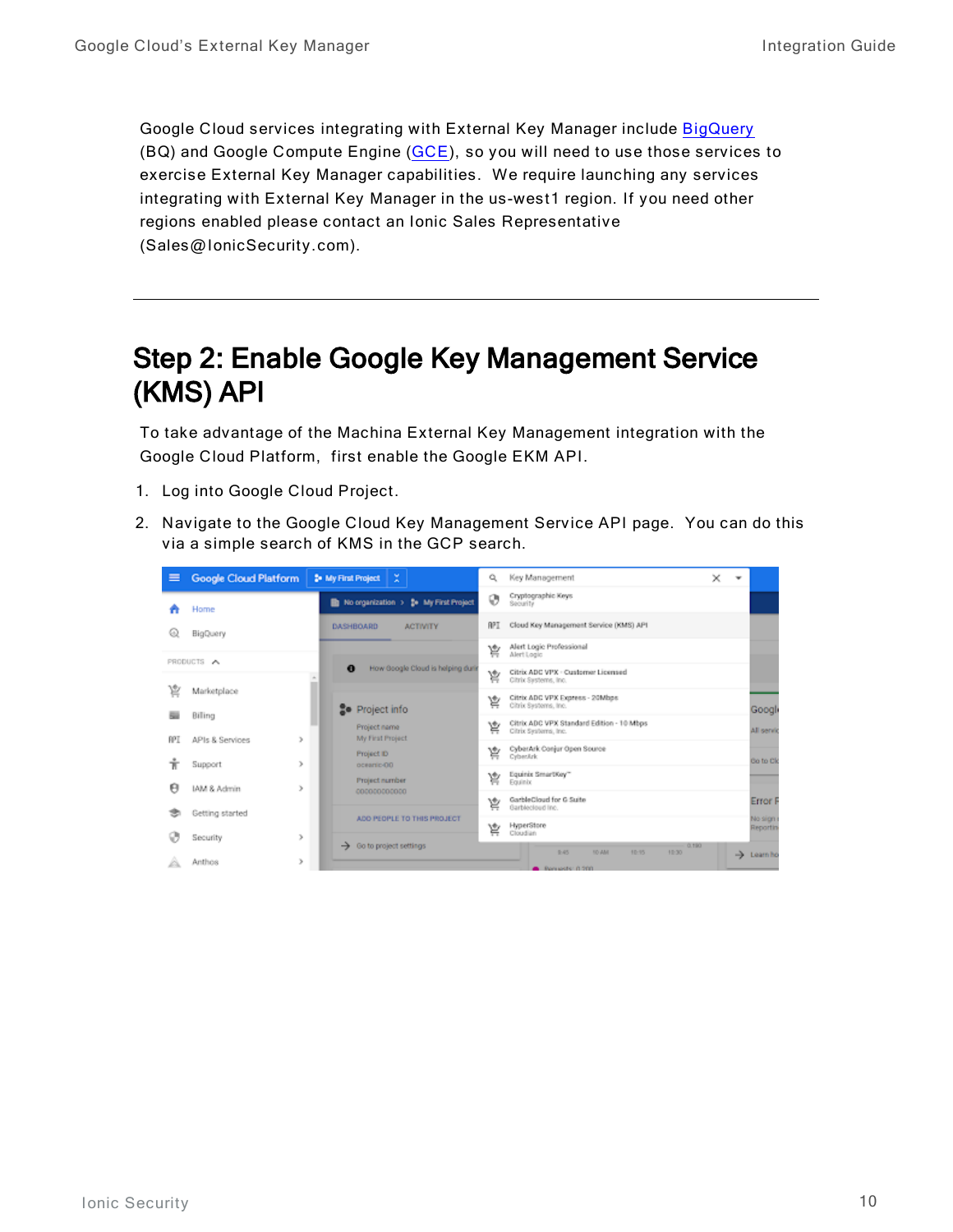Google Cloud services integrating with External Key Manager include BigQuery (BQ) and Google Compute Engine (GCE), so you will need to use those services to exercise External Key Manager capabilities. We require launching any services integrating with External Key Manager in the us-west1 region. If you need other regions enabled please contact an Ionic Sales Representative (Sales@IonicSecurity.com).

---

## Step 2: Enable Google Key Management Service (KMS) API

To take advantage of the Machina External Key Management integration with the Google Cloud Platform, first enable the Google EKM API.

1. Log into Google Cloud Project.
2. Navigate to the Google Cloud Key Management Service API page. You can do this via a simple search of KMS in the GCP search.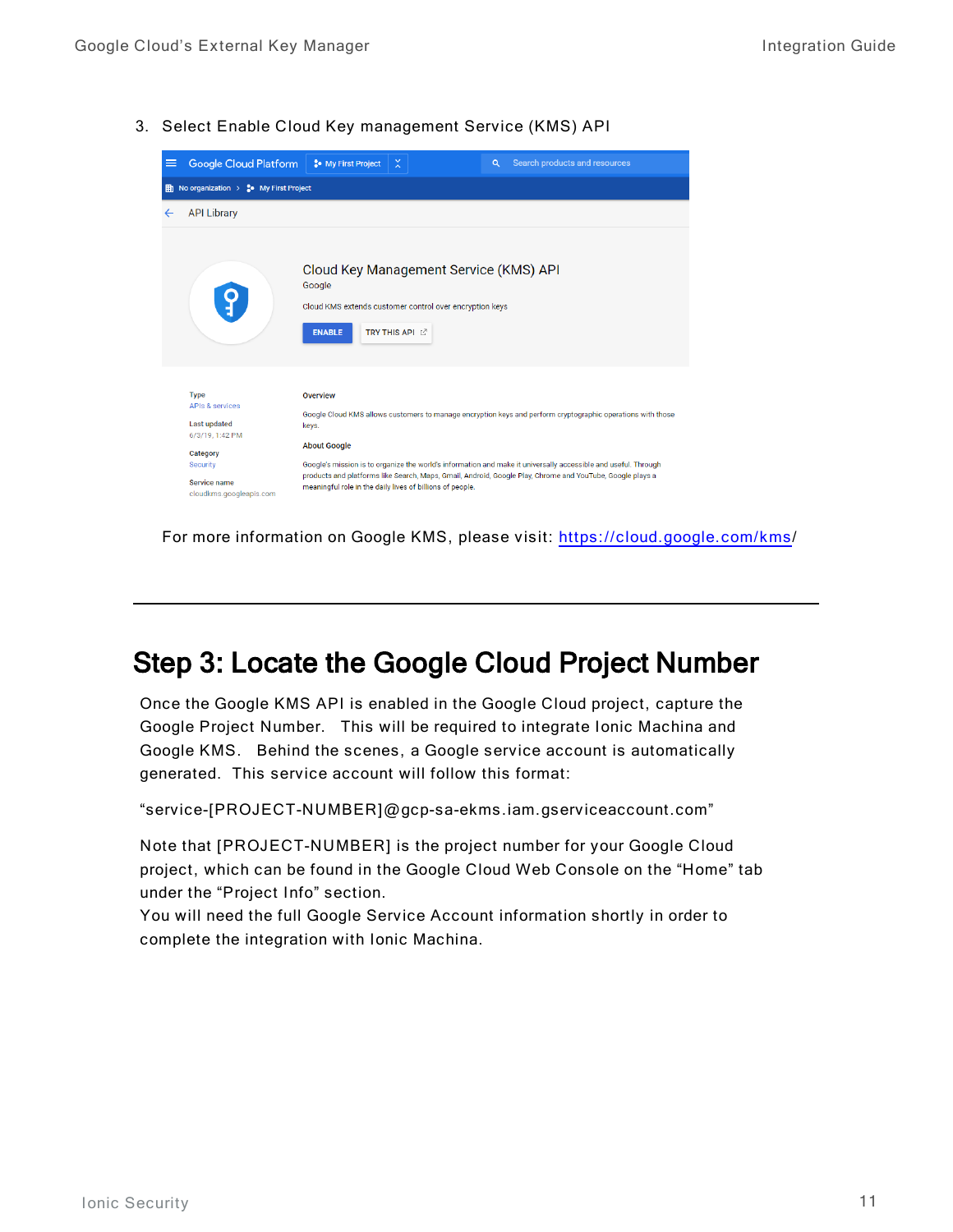3. Select Enable Cloud Key management Service (KMS) API

For more information on Google KMS, please visit: https://cloud.google.com/kms/

---

## Step 3: Locate the Google Cloud Project Number

Once the Google KMS API is enabled in the Google Cloud project, capture the Google Project Number. This will be required to integrate Ionic Machina and Google KMS. Behind the scenes, a Google service account is automatically generated. This service account will follow this format:

"service-[PROJECT-NUMBER]@gcp-sa-ekms.iam.gserviceaccount.com"

Note that [PROJECT-NUMBER] is the project number for your Google Cloud project, which can be found in the Google Cloud Web Console on the "Home" tab under the "Project Info" section.
You will need the full Google Service Account information shortly in order to complete the integration with Ionic Machina.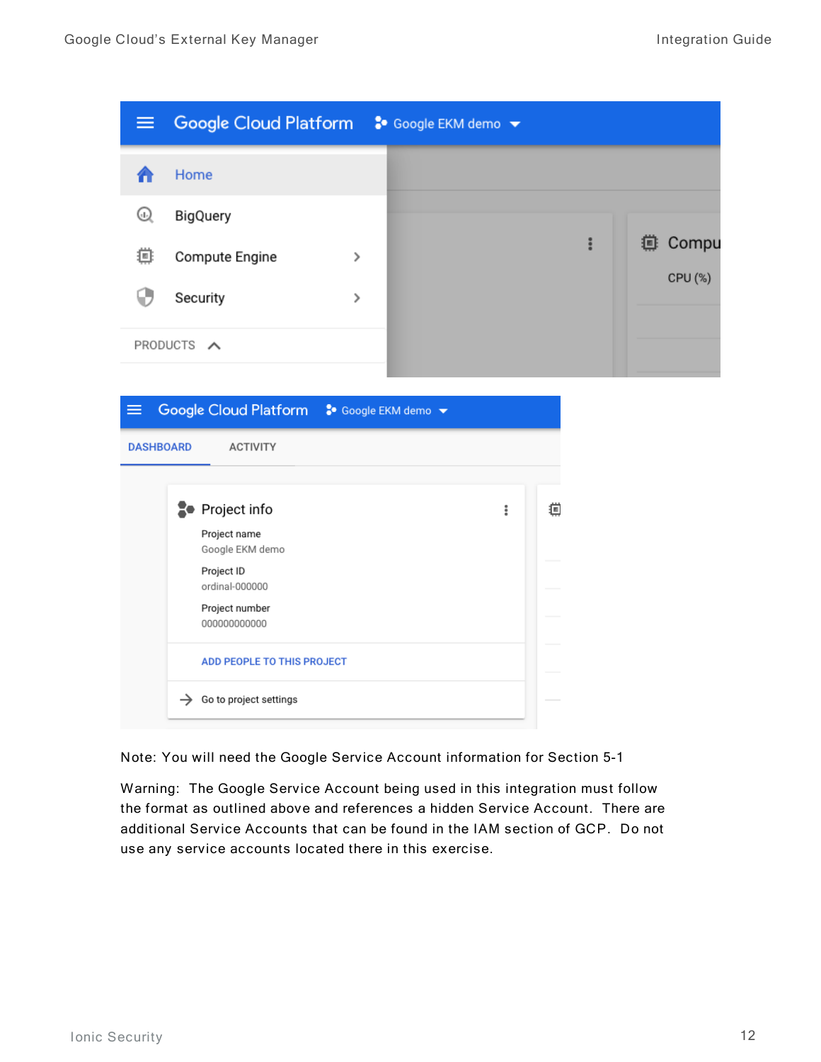Note: You will need the Google Service Account information for Section 5-1

Warning: The Google Service Account being used in this integration must follow the format as outlined above and references a hidden Service Account. There are additional Service Accounts that can be found in the IAM section of GCP. Do not use any service accounts located there in this exercise.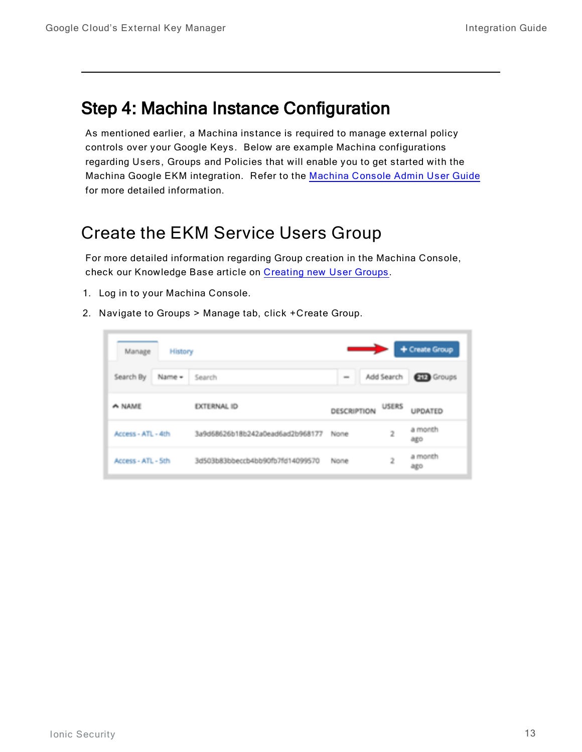# Step 4: Machina Instance Configuration

As mentioned earlier, a Machina instance is required to manage external policy controls over your Google Keys. Below are example Machina configurations regarding Users, Groups and Policies that will enable you to get started with the Machina Google EKM integration. Refer to the Machina Console Admin User Guide for more detailed information.

## Create the EKM Service Users Group

For more detailed information regarding Group creation in the Machina Console, check our Knowledge Base article on Creating new User Groups.

1. Log in to your Machina Console.
2. Navigate to Groups > Manage tab, click +Create Group.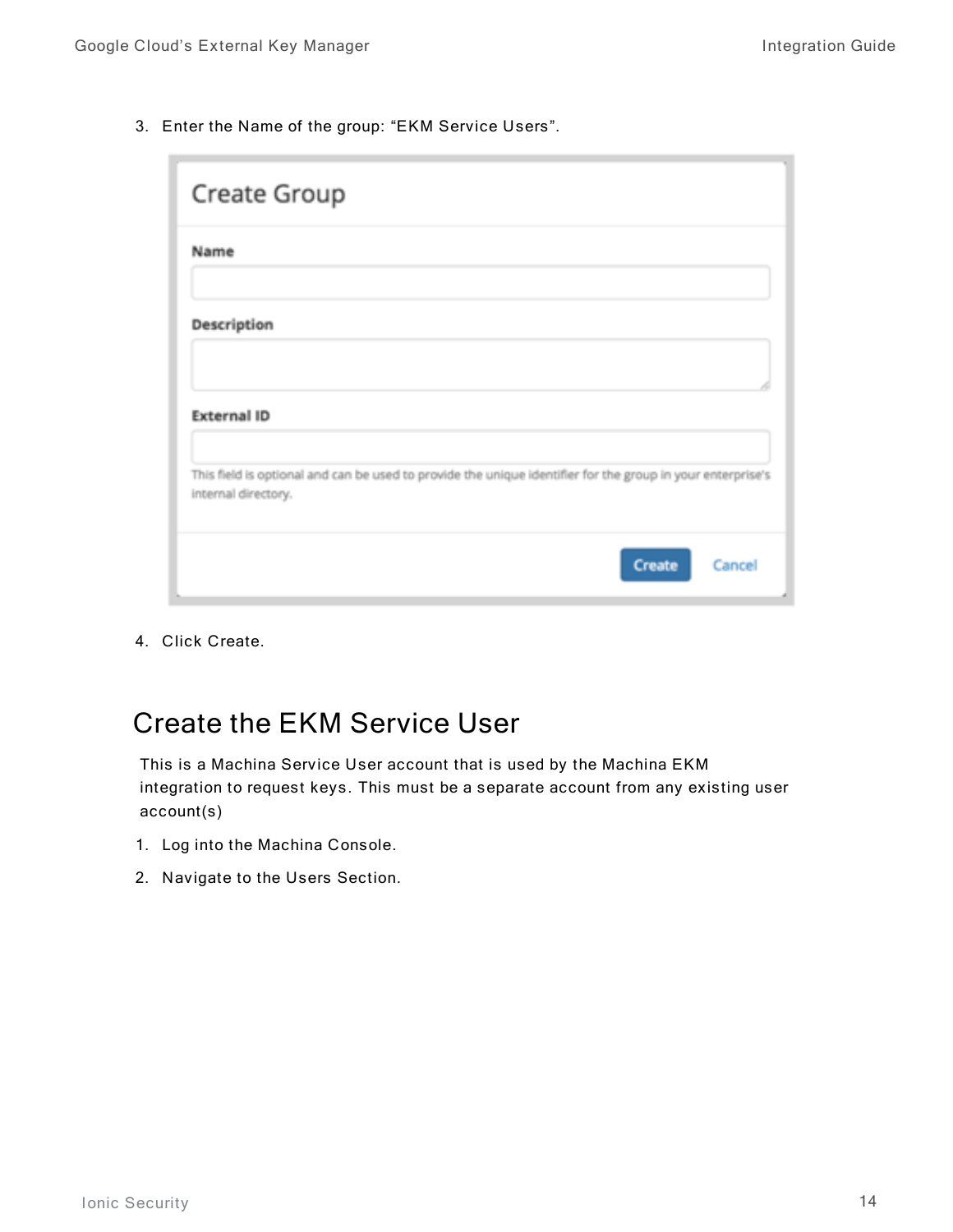3. Enter the Name of the group: "EKM Service Users".

4. Click Create.

## Create the EKM Service User

This is a Machina Service User account that is used by the Machina EKM integration to request keys. This must be a separate account from any existing user account(s)

1. Log into the Machina Console.
2. Navigate to the Users Section.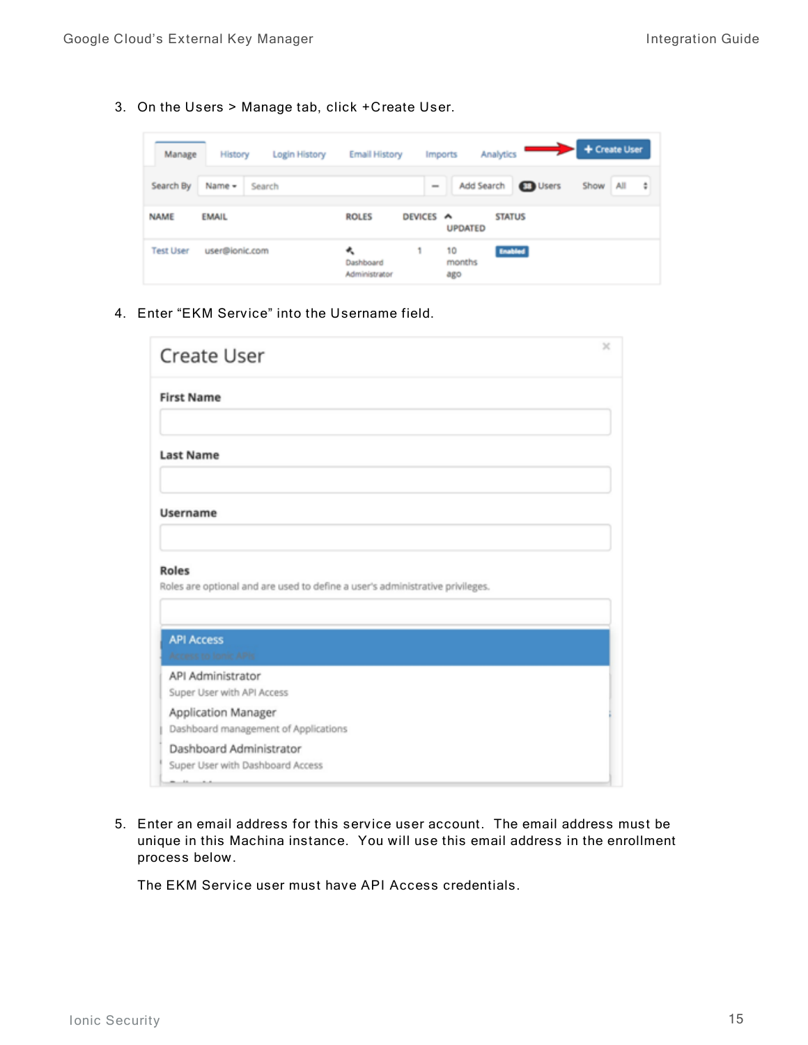3. On the Users > Manage tab, click +Create User.

4. Enter "EKM Service" into the Username field.

5. Enter an email address for this service user account. The email address must be unique in this Machina instance. You will use this email address in the enrollment process below.

   The EKM Service user must have API Access credentials.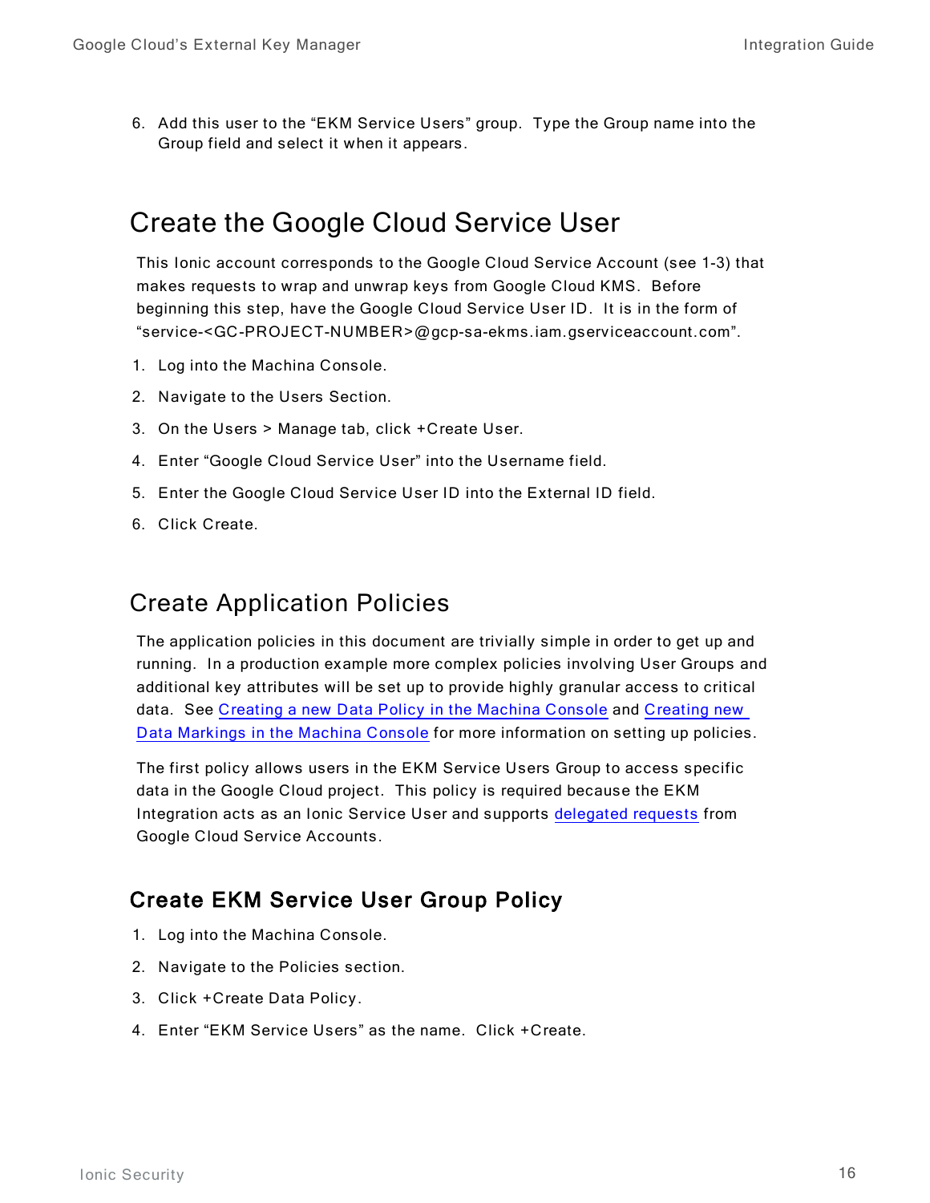6. Add this user to the "EKM Service Users" group. Type the Group name into the Group field and select it when it appears.

## Create the Google Cloud Service User

This Ionic account corresponds to the Google Cloud Service Account (see 1-3) that makes requests to wrap and unwrap keys from Google Cloud KMS. Before beginning this step, have the Google Cloud Service User ID. It is in the form of "service-<GC-PROJECT-NUMBER>@gcp-sa-ekms.iam.gserviceaccount.com".

1. Log into the Machina Console.
2. Navigate to the Users Section.
3. On the Users > Manage tab, click +Create User.
4. Enter "Google Cloud Service User" into the Username field.
5. Enter the Google Cloud Service User ID into the External ID field.
6. Click Create.

## Create Application Policies

The application policies in this document are trivially simple in order to get up and running. In a production example more complex policies involving User Groups and additional key attributes will be set up to provide highly granular access to critical data. See Creating a new Data Policy in the Machina Console and Creating new Data Markings in the Machina Console for more information on setting up policies.

The first policy allows users in the EKM Service Users Group to access specific data in the Google Cloud project. This policy is required because the EKM Integration acts as an Ionic Service User and supports delegated requests from Google Cloud Service Accounts.

### Create EKM Service User Group Policy

1. Log into the Machina Console.
2. Navigate to the Policies section.
3. Click +Create Data Policy.
4. Enter "EKM Service Users" as the name. Click +Create.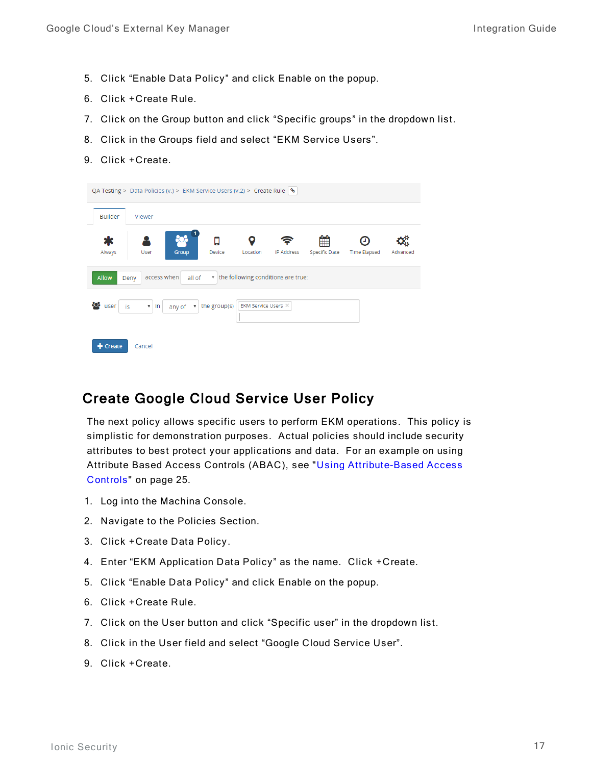5. Click “Enable Data Policy” and click Enable on the popup.
6. Click +Create Rule.
7. Click on the Group button and click “Specific groups” in the dropdown list.
8. Click in the Groups field and select “EKM Service Users”.
9. Click +Create.

## Create Google Cloud Service User Policy

The next policy allows specific users to perform EKM operations. This policy is simplistic for demonstration purposes. Actual policies should include security attributes to best protect your applications and data. For an example on using Attribute Based Access Controls (ABAC), see "Using Attribute-Based Access Controls" on page 25.

1. Log into the Machina Console.
2. Navigate to the Policies Section.
3. Click +Create Data Policy.
4. Enter “EKM Application Data Policy” as the name. Click +Create.
5. Click “Enable Data Policy” and click Enable on the popup.
6. Click +Create Rule.
7. Click on the User button and click “Specific user” in the dropdown list.
8. Click in the User field and select “Google Cloud Service User”.
9. Click +Create.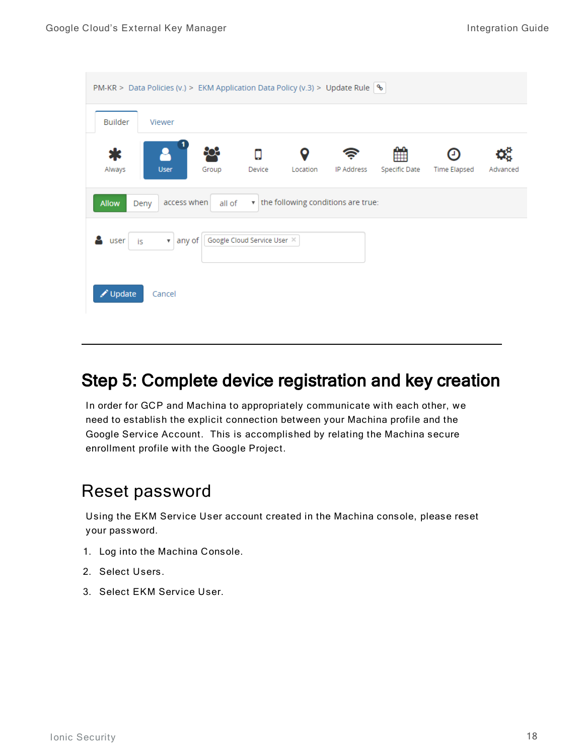PM-KR > Data Policies (v.) > EKM Application Data Policy (v.3) > Update Rule

Builder | Viewer

Always | User | Group | Device | Location | IP Address | Specific Date | Time Elapsed | Advanced

Allow Deny access when all of the following conditions are true:

user is any of Google Cloud Service User

Update Cancel

---

# Step 5: Complete device registration and key creation

In order for GCP and Machina to appropriately communicate with each other, we need to establish the explicit connection between your Machina profile and the Google Service Account. This is accomplished by relating the Machina secure enrollment profile with the Google Project.

## Reset password

Using the EKM Service User account created in the Machina console, please reset your password.

1. Log into the Machina Console.
2. Select Users.
3. Select EKM Service User.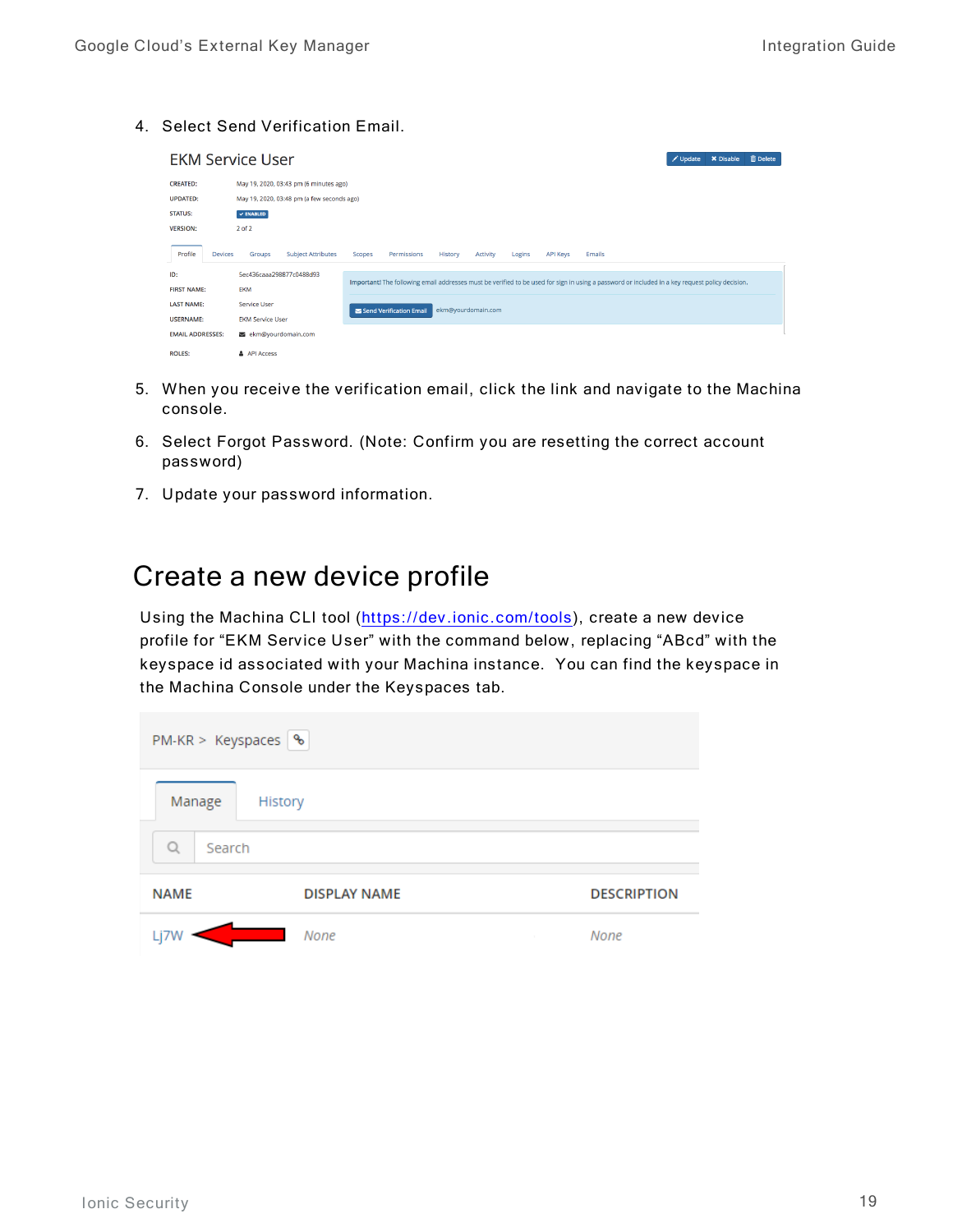4. Select Send Verification Email.

5. When you receive the verification email, click the link and navigate to the Machina console.

6. Select Forgot Password. (Note: Confirm you are resetting the correct account password)

7. Update your password information.

## Create a new device profile

Using the Machina CLI tool (https://dev.ionic.com/tools), create a new device profile for "EKM Service User" with the command below, replacing "ABcd" with the keyspace id associated with your Machina instance. You can find the keyspace in the Machina Console under the Keyspaces tab.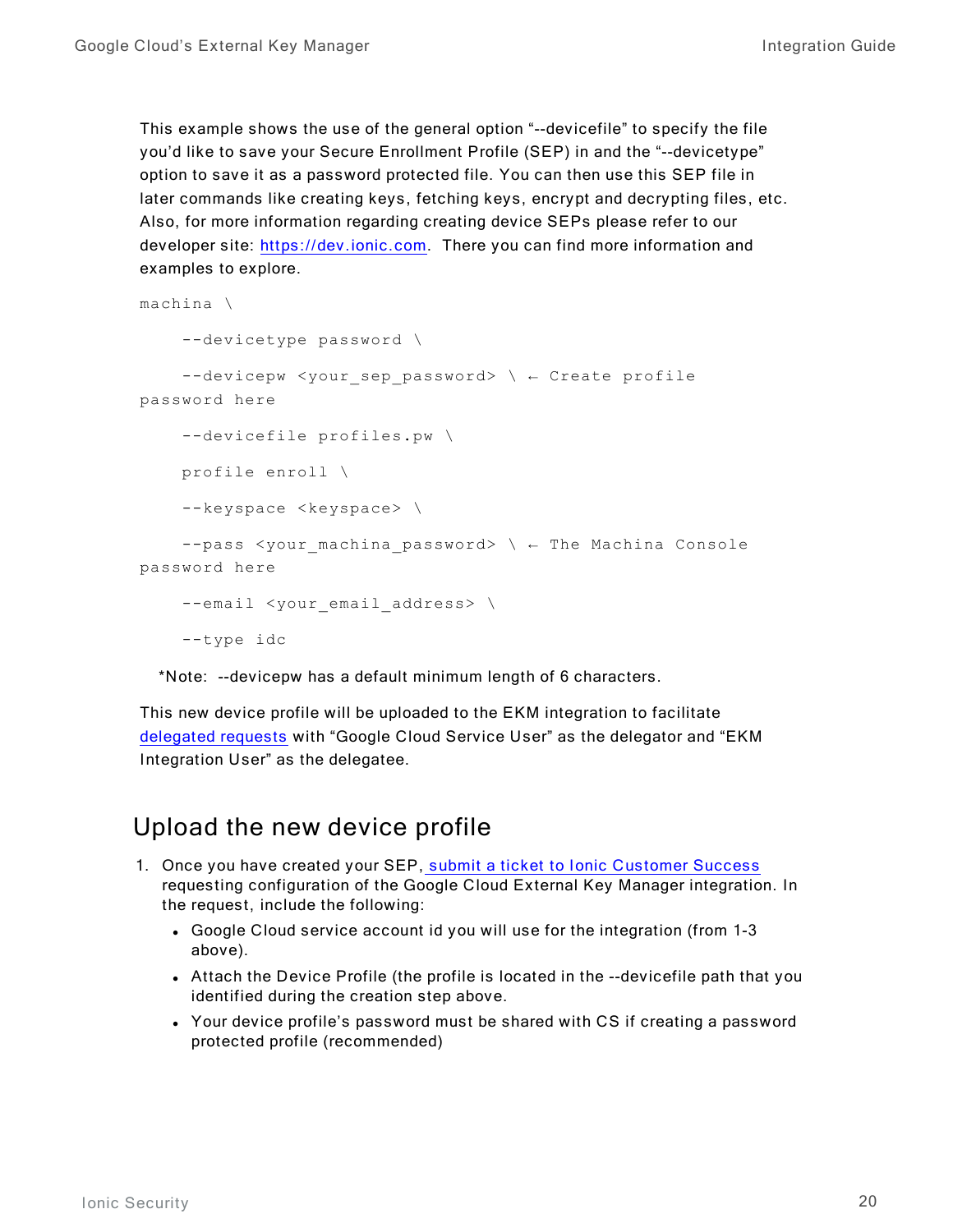This example shows the use of the general option "--devicefile" to specify the file you'd like to save your Secure Enrollment Profile (SEP) in and the "--devicetype" option to save it as a password protected file. You can then use this SEP file in later commands like creating keys, fetching keys, encrypt and decrypting files, etc. Also, for more information regarding creating device SEPs please refer to our developer site: [https://dev.ionic.com](https://dev.ionic.com). There you can find more information and examples to explore.

```
machina \
    --devicetype password \
    --devicepw <your_sep_password> \ ← Create profile
password here
    --devicefile profiles.pw \
    profile enroll \
    --keyspace <keyspace> \
    --pass <your_machina_password> \ ← The Machina Console
password here
    --email <your_email_address> \
    --type idc
```

*Note: --devicepw has a default minimum length of 6 characters.

This new device profile will be uploaded to the EKM integration to facilitate delegated requests with "Google Cloud Service User" as the delegator and "EKM Integration User" as the delegatee.

## Upload the new device profile

1. Once you have created your SEP, submit a ticket to Ionic Customer Success requesting configuration of the Google Cloud External Key Manager integration. In the request, include the following:
   - Google Cloud service account id you will use for the integration (from 1-3 above).
   - Attach the Device Profile (the profile is located in the --devicefile path that you identified during the creation step above.
   - Your device profile's password must be shared with CS if creating a password protected profile (recommended)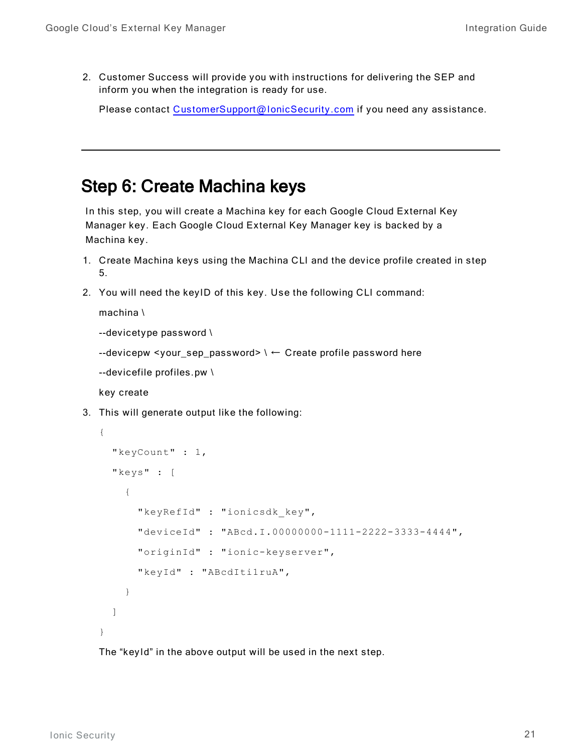2. Customer Success will provide you with instructions for delivering the SEP and inform you when the integration is ready for use.

   Please contact CustomerSupport@IonicSecurity.com if you need any assistance.

---

## Step 6: Create Machina keys

In this step, you will create a Machina key for each Google Cloud External Key Manager key. Each Google Cloud External Key Manager key is backed by a Machina key.

1. Create Machina keys using the Machina CLI and the device profile created in step 5.

2. You will need the keyID of this key. Use the following CLI command:

   machina \

   --devicetype password \

   --devicepw <your_sep_password> \ ← Create profile password here

   --devicefile profiles.pw \

   key create

3. This will generate output like the following:

```
{
  "keyCount" : 1,
  "keys" : [
    {
      "keyRefId" : "ionicsdk_key",
      "deviceId" : "ABcd.I.00000000-1111-2222-3333-4444",
      "originId" : "ionic-keyserver",
      "keyId" : "ABcdIti1ruA",
    }
  ]
}
```

   The “keyId” in the above output will be used in the next step.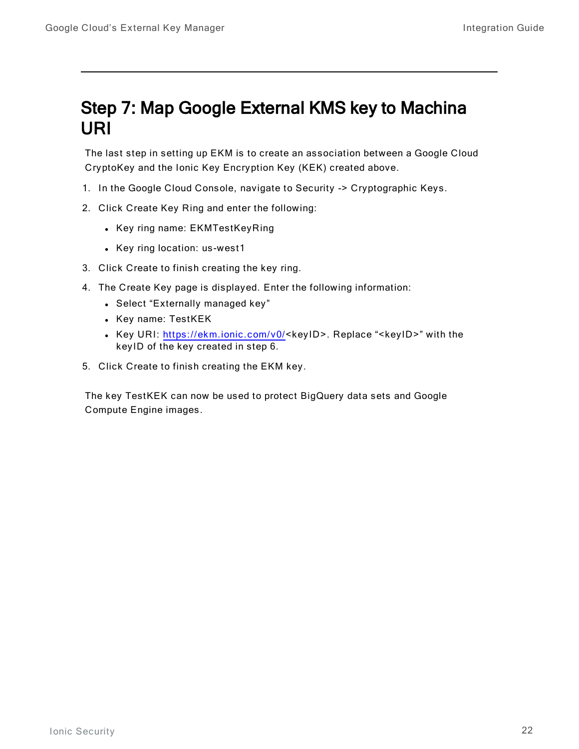# Step 7: Map Google External KMS key to Machina URI

The last step in setting up EKM is to create an association between a Google Cloud CryptoKey and the Ionic Key Encryption Key (KEK) created above.

1. In the Google Cloud Console, navigate to Security -> Cryptographic Keys.
2. Click Create Key Ring and enter the following:
   - Key ring name: EKMTestKeyRing
   - Key ring location: us-west1
3. Click Create to finish creating the key ring.
4. The Create Key page is displayed. Enter the following information:
   - Select “Externally managed key”
   - Key name: TestKEK
   - Key URI: https://ekm.ionic.com/v0/<keyID>. Replace “<keyID>” with the keyID of the key created in step 6.
5. Click Create to finish creating the EKM key.

The key TestKEK can now be used to protect BigQuery data sets and Google Compute Engine images.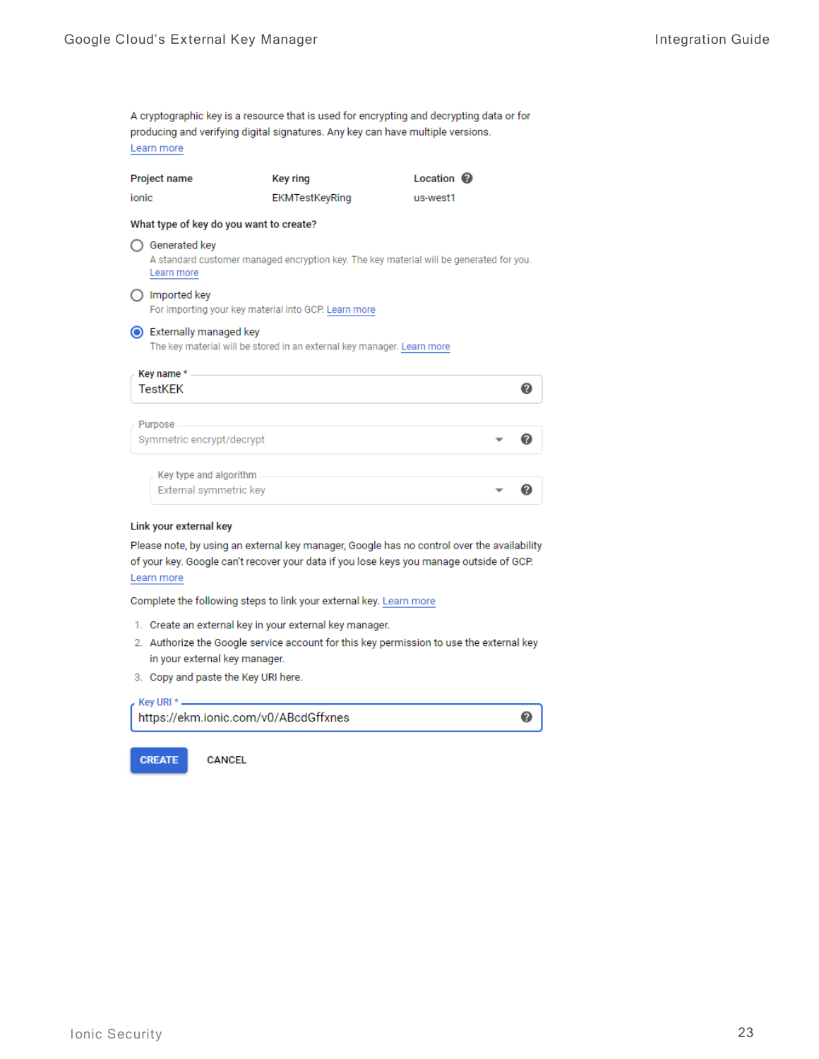A cryptographic key is a resource that is used for encrypting and decrypting data or for producing and verifying digital signatures. Any key can have multiple versions.
Learn more

| Project name | Key ring | Location |
|---|---|---|
| ionic | EKMTestKeyRing | us-west1 |

**What type of key do you want to create?**

- ○ Generated key
  A standard customer managed encryption key. The key material will be generated for you. Learn more
- ○ Imported key
  For importing your key material into GCP. Learn more
- ◉ Externally managed key
  The key material will be stored in an external key manager. Learn more

Key name *
TestKEK

Purpose
Symmetric encrypt/decrypt

Key type and algorithm
External symmetric key

**Link your external key**

Please note, by using an external key manager, Google has no control over the availability of your key. Google can't recover your data if you lose keys you manage outside of GCP.
Learn more

Complete the following steps to link your external key. Learn more

1. Create an external key in your external key manager.
2. Authorize the Google service account for this key permission to use the external key in your external key manager.
3. Copy and paste the Key URI here.

Key URI *
https://ekm.ionic.com/v0/ABcdGffxnes

CREATE CANCEL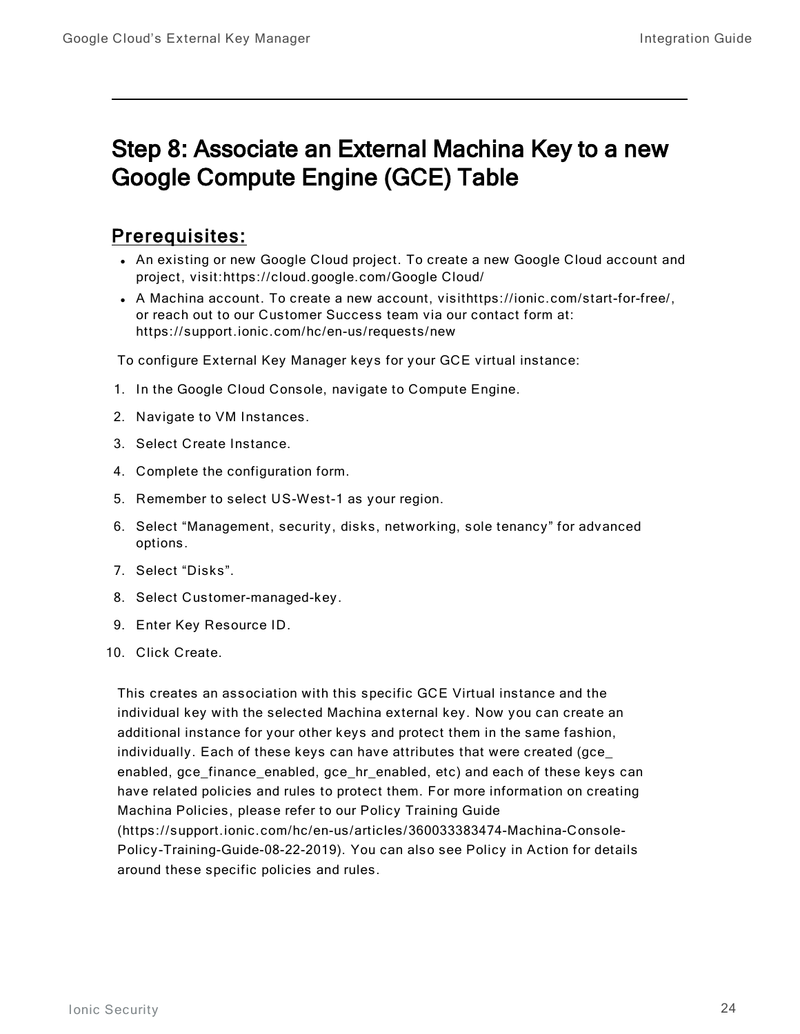## Step 8: Associate an External Machina Key to a new Google Compute Engine (GCE) Table

### Prerequisites:

- An existing or new Google Cloud project. To create a new Google Cloud account and project, visit:https://cloud.google.com/Google Cloud/
- A Machina account. To create a new account, visithttps://ionic.com/start-for-free/, or reach out to our Customer Success team via our contact form at: https://support.ionic.com/hc/en-us/requests/new

To configure External Key Manager keys for your GCE virtual instance:

1. In the Google Cloud Console, navigate to Compute Engine.
2. Navigate to VM Instances.
3. Select Create Instance.
4. Complete the configuration form.
5. Remember to select US-West-1 as your region.
6. Select “Management, security, disks, networking, sole tenancy” for advanced options.
7. Select “Disks”.
8. Select Customer-managed-key.
9. Enter Key Resource ID.
10. Click Create.

This creates an association with this specific GCE Virtual instance and the individual key with the selected Machina external key. Now you can create an additional instance for your other keys and protect them in the same fashion, individually. Each of these keys can have attributes that were created (gce_ enabled, gce_finance_enabled, gce_hr_enabled, etc) and each of these keys can have related policies and rules to protect them. For more information on creating Machina Policies, please refer to our Policy Training Guide (https://support.ionic.com/hc/en-us/articles/360033383474-Machina-Console-Policy-Training-Guide-08-22-2019). You can also see Policy in Action for details around these specific policies and rules.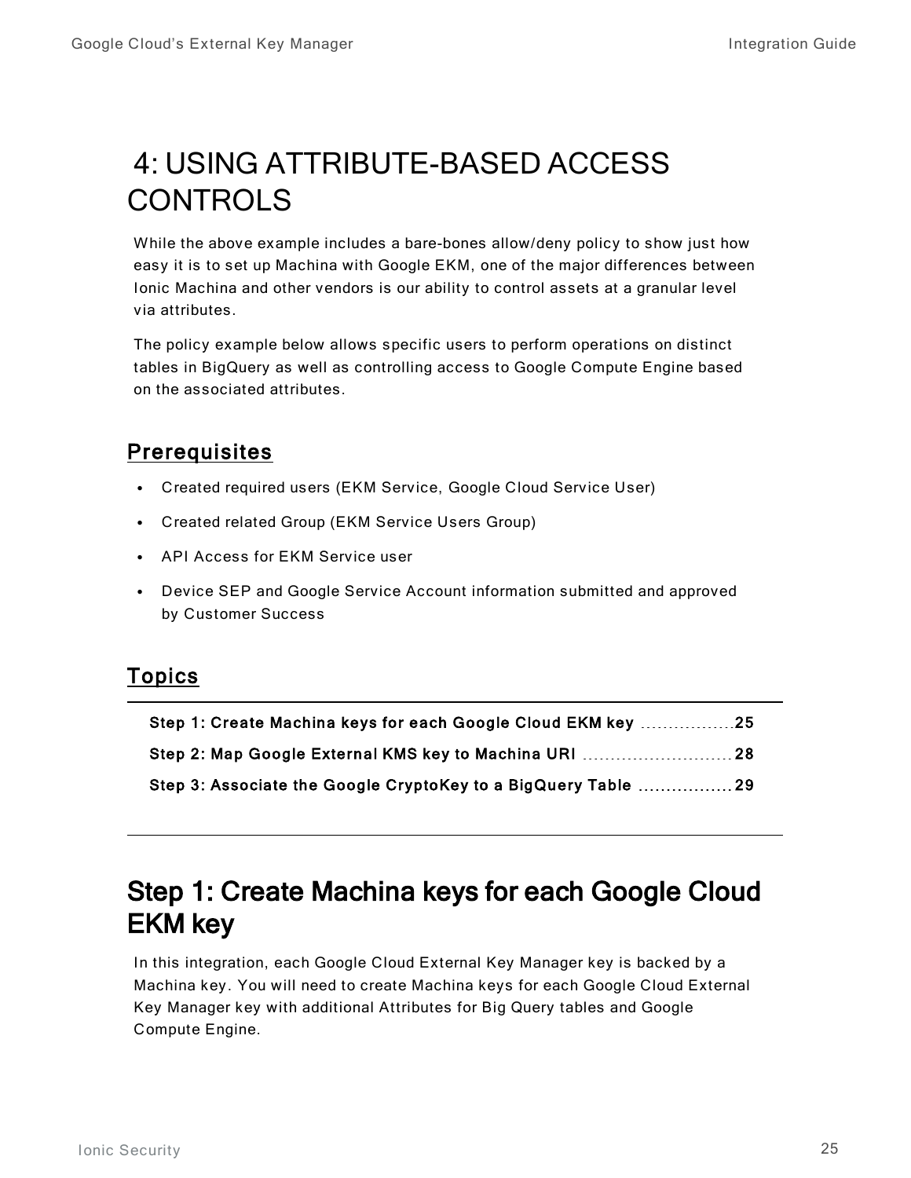# 4: USING ATTRIBUTE-BASED ACCESS CONTROLS

While the above example includes a bare-bones allow/deny policy to show just how easy it is to set up Machina with Google EKM, one of the major differences between Ionic Machina and other vendors is our ability to control assets at a granular level via attributes.

The policy example below allows specific users to perform operations on distinct tables in BigQuery as well as controlling access to Google Compute Engine based on the associated attributes.

## Prerequisites

- Created required users (EKM Service, Google Cloud Service User)
- Created related Group (EKM Service Users Group)
- API Access for EKM Service user
- Device SEP and Google Service Account information submitted and approved by Customer Success

## Topics

**Step 1: Create Machina keys for each Google Cloud EKM key** ..................25

**Step 2: Map Google External KMS key to Machina URI** ..............................28

**Step 3: Associate the Google CryptoKey to a BigQuery Table** .................29

## Step 1: Create Machina keys for each Google Cloud EKM key

In this integration, each Google Cloud External Key Manager key is backed by a Machina key. You will need to create Machina keys for each Google Cloud External Key Manager key with additional Attributes for Big Query tables and Google Compute Engine.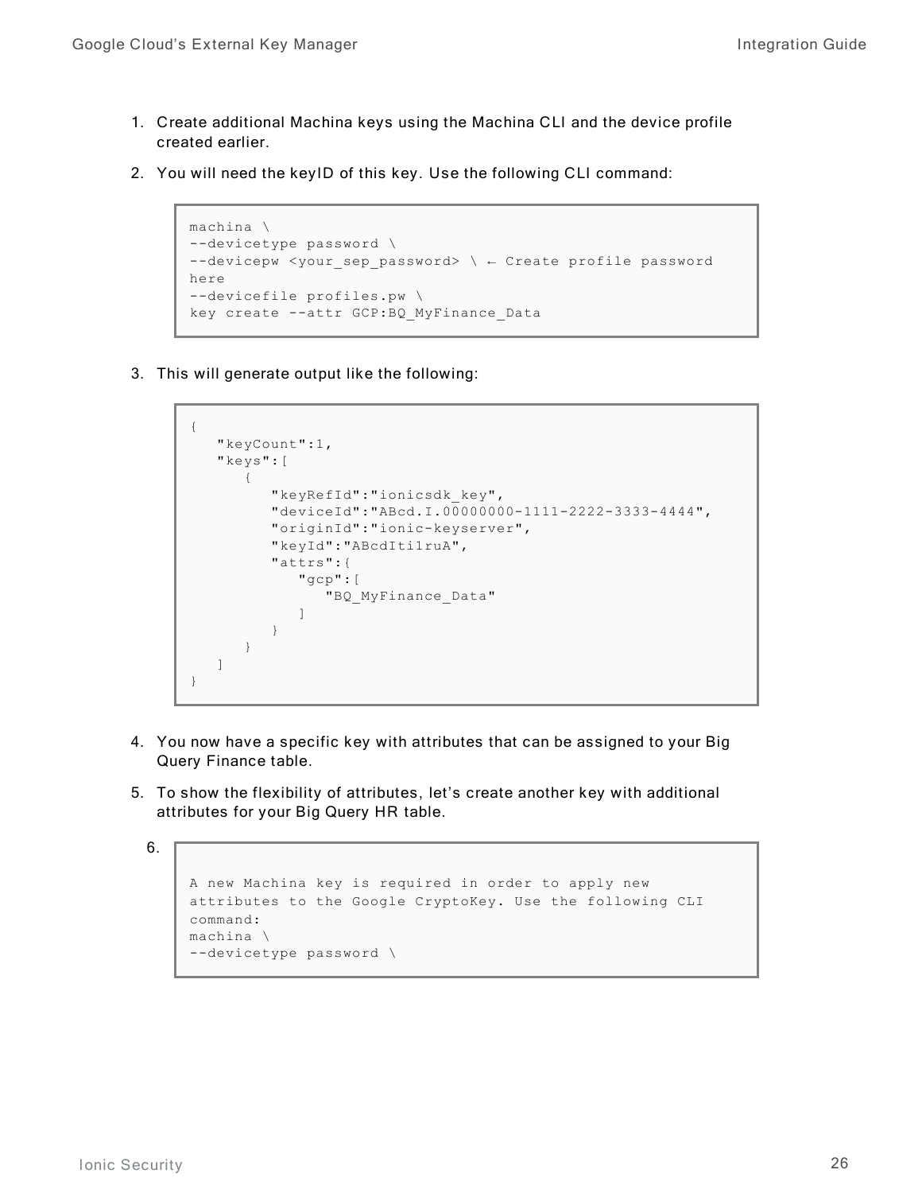1. Create additional Machina keys using the Machina CLI and the device profile created earlier.

2. You will need the keyID of this key. Use the following CLI command:

```
machina \
--devicetype password \
--devicepw <your_sep_password> \ ← Create profile password
here
--devicefile profiles.pw \
key create --attr GCP:BQ_MyFinance_Data
```

3. This will generate output like the following:

```
{
   "keyCount":1,
   "keys":[
      {
         "keyRefId":"ionicsdk_key",
         "deviceId":"ABcd.I.00000000-1111-2222-3333-4444",
         "originId":"ionic-keyserver",
         "keyId":"ABcdIti1ruA",
         "attrs":{
            "gcp":[
               "BQ_MyFinance_Data"
            ]
         }
      }
   ]
}
```

4. You now have a specific key with attributes that can be assigned to your Big Query Finance table.

5. To show the flexibility of attributes, let's create another key with additional attributes for your Big Query HR table.

6.

```
A new Machina key is required in order to apply new
attributes to the Google CryptoKey. Use the following CLI
command:
machina \
--devicetype password \
```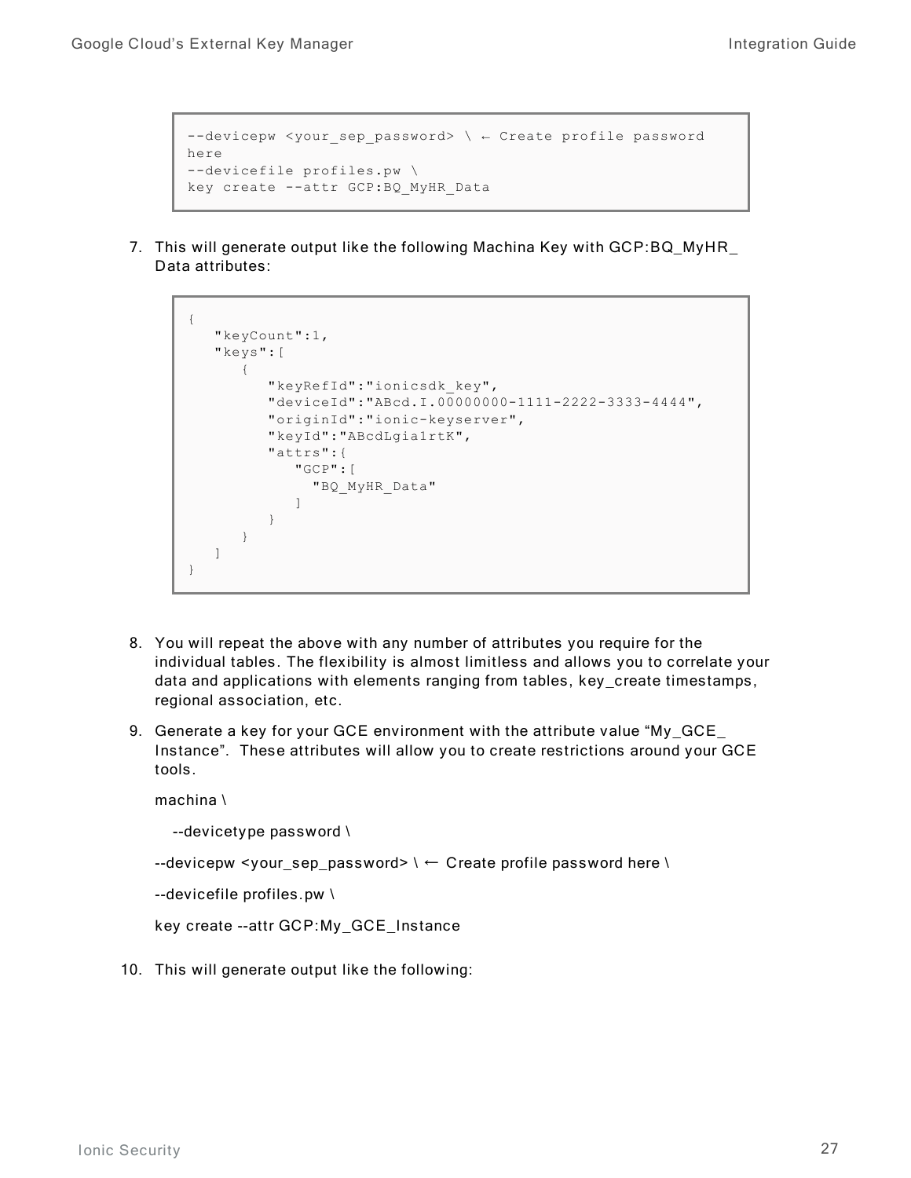```
--devicepw <your_sep_password> \ ← Create profile password
here
--devicefile profiles.pw \
key create --attr GCP:BQ_MyHR_Data
```

7. This will generate output like the following Machina Key with GCP:BQ_MyHR_Data attributes:

```
{
   "keyCount":1,
   "keys":[
      {
         "keyRefId":"ionicsdk_key",
         "deviceId":"ABcd.I.00000000-1111-2222-3333-4444",
         "originId":"ionic-keyserver",
         "keyId":"ABcdLgia1rtK",
         "attrs":{
            "GCP":[
              "BQ_MyHR_Data"
            ]
         }
      }
   ]
}
```

8. You will repeat the above with any number of attributes you require for the individual tables. The flexibility is almost limitless and allows you to correlate your data and applications with elements ranging from tables, key_create timestamps, regional association, etc.

9. Generate a key for your GCE environment with the attribute value "My_GCE_Instance". These attributes will allow you to create restrictions around your GCE tools.

   machina \

   --devicetype password \

   --devicepw <your_sep_password> \ ← Create profile password here \

   --devicefile profiles.pw \

   key create --attr GCP:My_GCE_Instance

10. This will generate output like the following: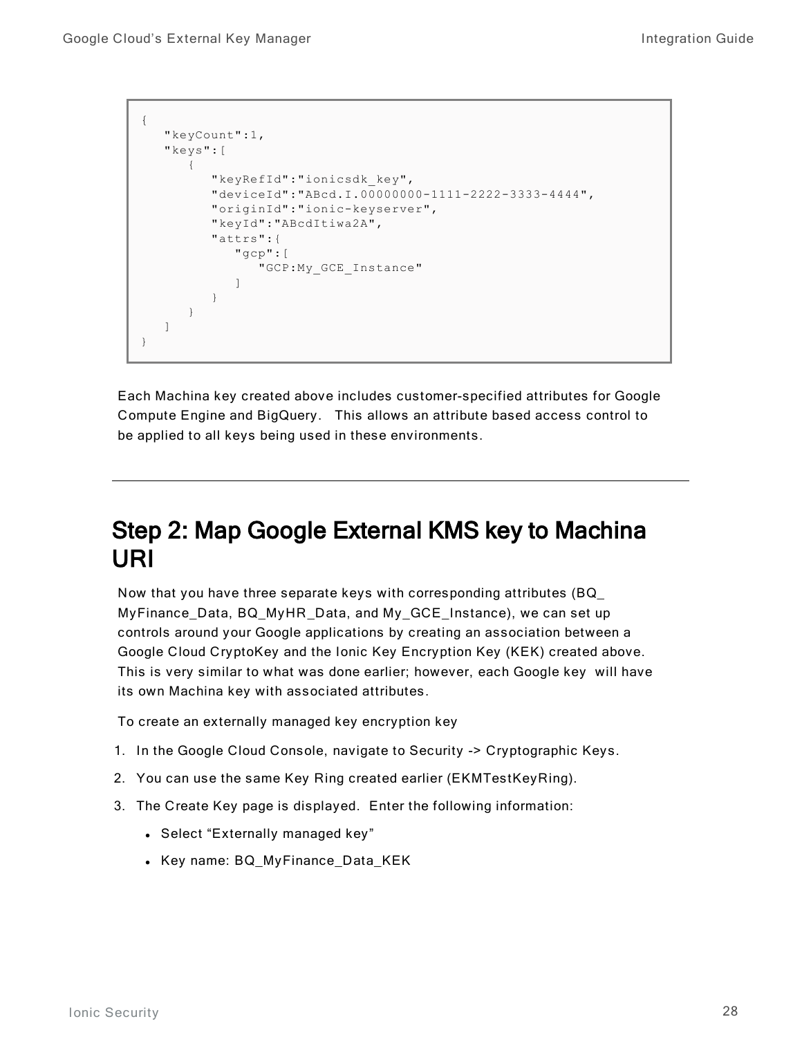```
{
   "keyCount":1,
   "keys":[
      {
         "keyRefId":"ionicsdk_key",
         "deviceId":"ABcd.I.00000000-1111-2222-3333-4444",
         "originId":"ionic-keyserver",
         "keyId":"ABcdItiwa2A",
         "attrs":{
            "gcp":[
               "GCP:My_GCE_Instance"
            ]
         }
      }
   ]
}
```

Each Machina key created above includes customer-specified attributes for Google Compute Engine and BigQuery. This allows an attribute based access control to be applied to all keys being used in these environments.

---

# Step 2: Map Google External KMS key to Machina URI

Now that you have three separate keys with corresponding attributes (BQ_MyFinance_Data, BQ_MyHR_Data, and My_GCE_Instance), we can set up controls around your Google applications by creating an association between a Google Cloud CryptoKey and the Ionic Key Encryption Key (KEK) created above. This is very similar to what was done earlier; however, each Google key will have its own Machina key with associated attributes.

To create an externally managed key encryption key

1. In the Google Cloud Console, navigate to Security -> Cryptographic Keys.
2. You can use the same Key Ring created earlier (EKMTestKeyRing).
3. The Create Key page is displayed. Enter the following information:
   - Select “Externally managed key”
   - Key name: BQ_MyFinance_Data_KEK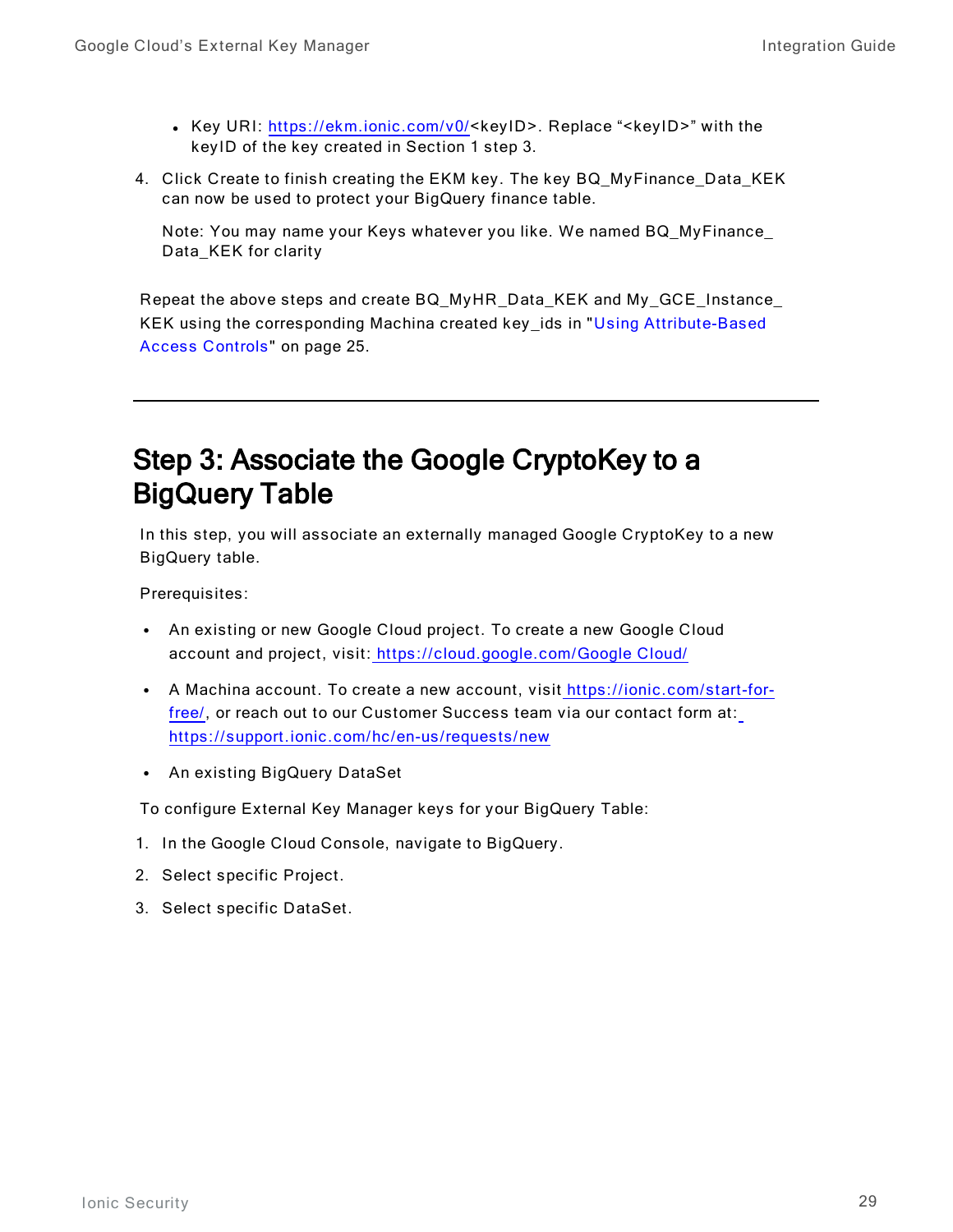- Key URI: https://ekm.ionic.com/v0/<keyID>. Replace "<keyID>" with the keyID of the key created in Section 1 step 3.

4. Click Create to finish creating the EKM key. The key BQ_MyFinance_Data_KEK can now be used to protect your BigQuery finance table.

   Note: You may name your Keys whatever you like. We named BQ_MyFinance_Data_KEK for clarity

Repeat the above steps and create BQ_MyHR_Data_KEK and My_GCE_Instance_KEK using the corresponding Machina created key_ids in "Using Attribute-Based Access Controls" on page 25.

---

## Step 3: Associate the Google CryptoKey to a BigQuery Table

In this step, you will associate an externally managed Google CryptoKey to a new BigQuery table.

Prerequisites:

- An existing or new Google Cloud project. To create a new Google Cloud account and project, visit: https://cloud.google.com/Google Cloud/
- A Machina account. To create a new account, visit https://ionic.com/start-for-free/, or reach out to our Customer Success team via our contact form at: https://support.ionic.com/hc/en-us/requests/new
- An existing BigQuery DataSet

To configure External Key Manager keys for your BigQuery Table:

1. In the Google Cloud Console, navigate to BigQuery.
2. Select specific Project.
3. Select specific DataSet.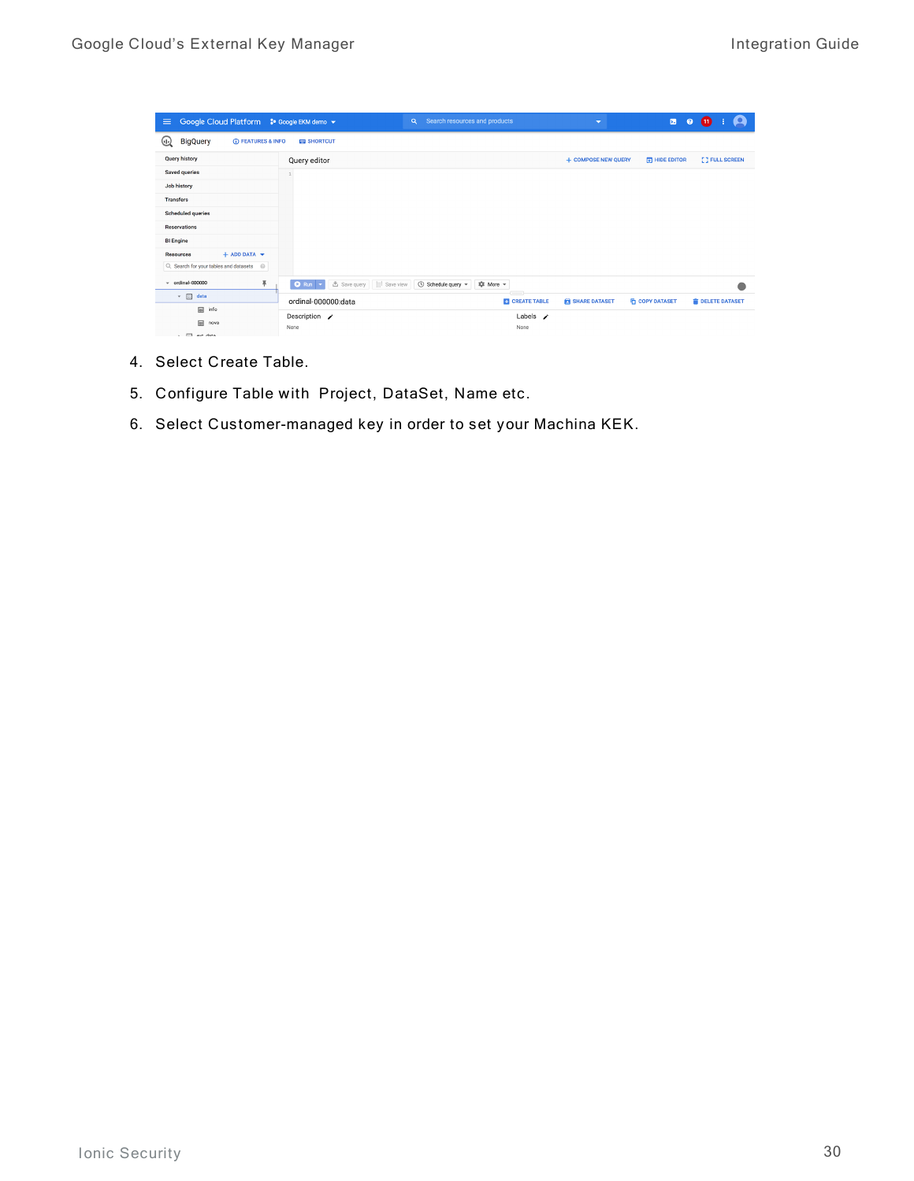4. Select Create Table.
5. Configure Table with  Project, DataSet, Name etc.
6. Select Customer-managed key in order to set your Machina KEK.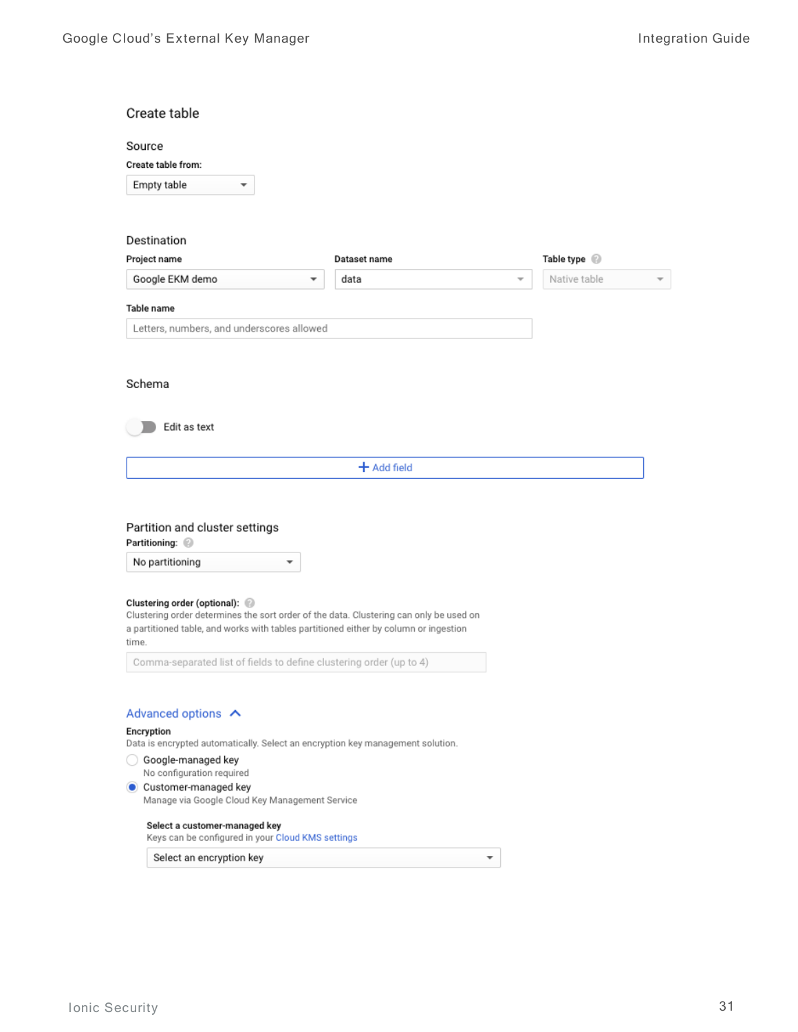Create table

Source

**Create table from:**

Empty table

Destination

**Project name**

Google EKM demo

**Dataset name**

data

**Table type**

Native table

**Table name**

Letters, numbers, and underscores allowed

Schema

Edit as text

+ Add field

Partition and cluster settings

**Partitioning:**

No partitioning

**Clustering order (optional):**

Clustering order determines the sort order of the data. Clustering can only be used on a partitioned table, and works with tables partitioned either by column or ingestion time.

Comma-separated list of fields to define clustering order (up to 4)

Advanced options

**Encryption**

Data is encrypted automatically. Select an encryption key management solution.

Google-managed key

No configuration required

Customer-managed key

Manage via Google Cloud Key Management Service

**Select a customer-managed key**

Keys can be configured in your Cloud KMS settings

Select an encryption key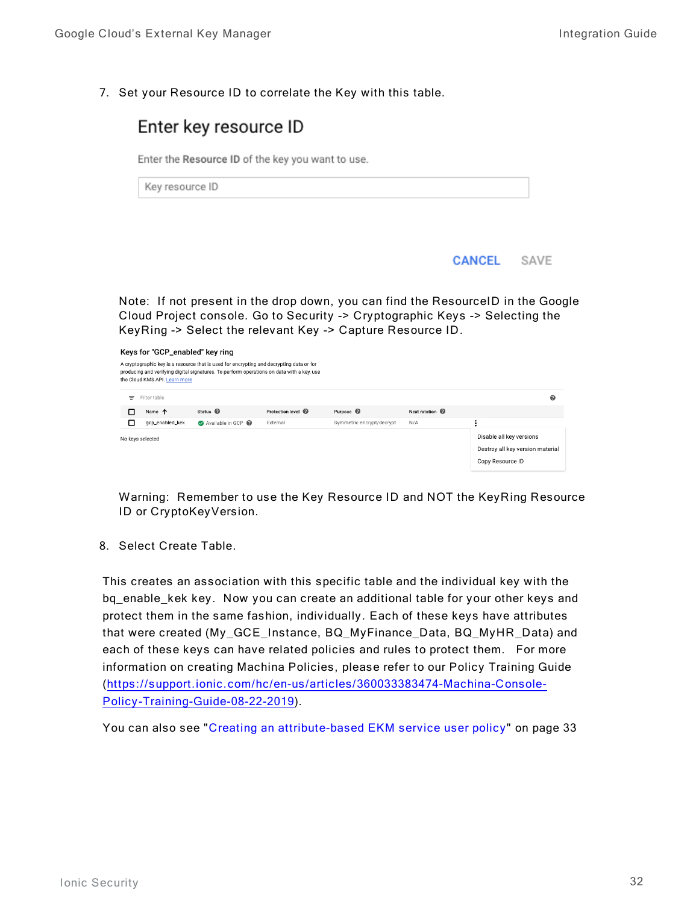7. Set your Resource ID to correlate the Key with this table.

   Enter key resource ID

   Enter the **Resource ID** of the key you want to use.

   Key resource ID

   CANCEL SAVE

   Note: If not present in the drop down, you can find the ResourceID in the Google Cloud Project console. Go to Security -> Cryptographic Keys -> Selecting the KeyRing -> Select the relevant Key -> Capture Resource ID.

   Keys for "GCP_enabled" key ring

   A cryptographic key is a resource that is used for encrypting and decrypting data or for producing and verifying digital signatures. To perform operations on data with a key, use the Cloud KMS API. Learn more

   | Name | Status | Protection level | Purpose | Next rotation |
   |---|---|---|---|---|
   | gcp_enabled_kek | Available in GCP | External | Symmetric encrypt/decrypt | N/A |

   No keys selected

   Disable all key versions
   Destroy all key version material
   Copy Resource ID

   Warning: Remember to use the Key Resource ID and NOT the KeyRing Resource ID or CryptoKeyVersion.

8. Select Create Table.

This creates an association with this specific table and the individual key with the bq_enable_kek key. Now you can create an additional table for your other keys and protect them in the same fashion, individually. Each of these keys have attributes that were created (My_GCE_Instance, BQ_MyFinance_Data, BQ_MyHR_Data) and each of these keys can have related policies and rules to protect them. For more information on creating Machina Policies, please refer to our Policy Training Guide (https://support.ionic.com/hc/en-us/articles/360033383474-Machina-Console-Policy-Training-Guide-08-22-2019).

You can also see "Creating an attribute-based EKM service user policy" on page 33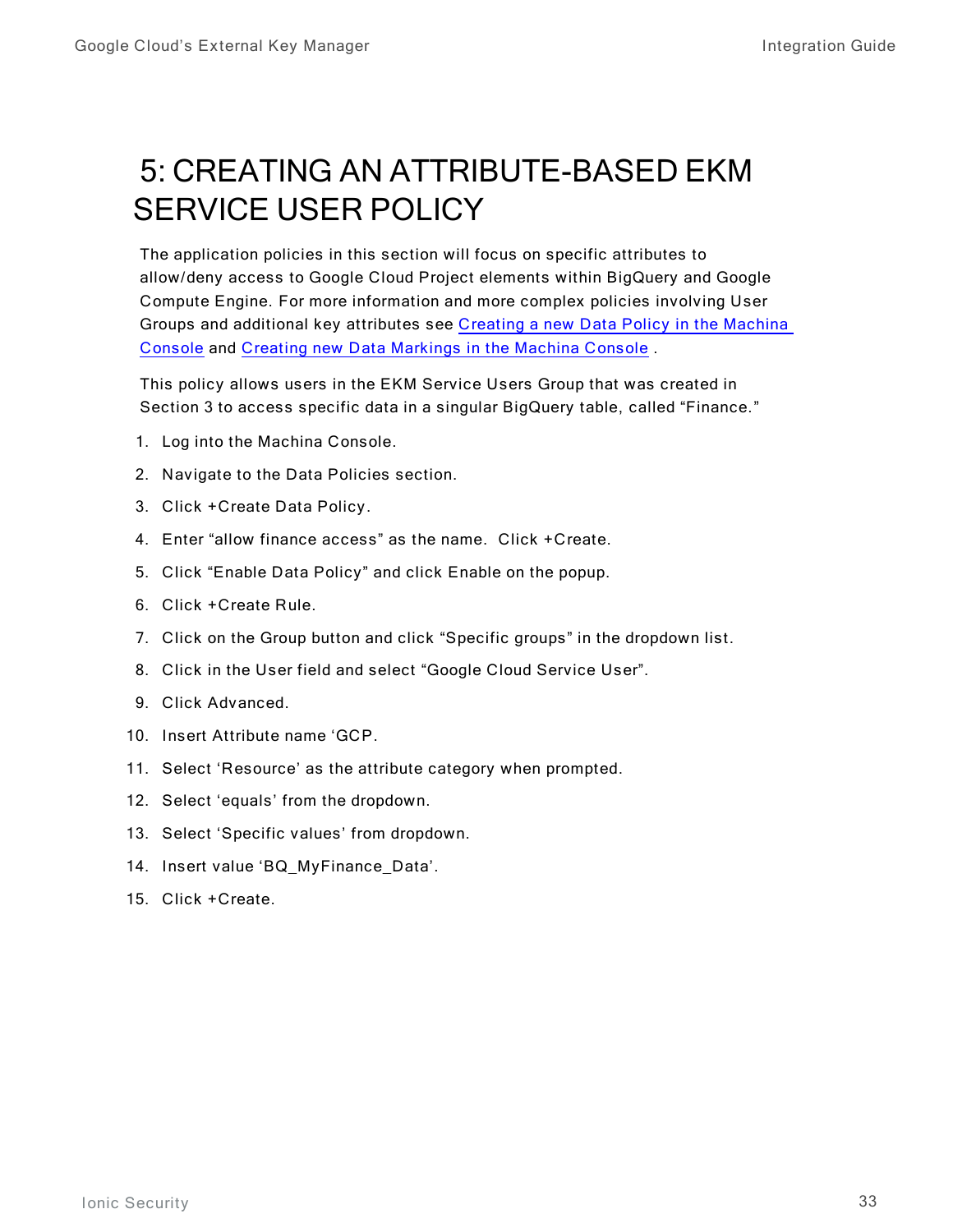# 5: CREATING AN ATTRIBUTE-BASED EKM SERVICE USER POLICY

The application policies in this section will focus on specific attributes to allow/deny access to Google Cloud Project elements within BigQuery and Google Compute Engine. For more information and more complex policies involving User Groups and additional key attributes see [Creating a new Data Policy in the Machina Console]() and [Creating new Data Markings in the Machina Console]() .

This policy allows users in the EKM Service Users Group that was created in Section 3 to access specific data in a singular BigQuery table, called “Finance.”

1. Log into the Machina Console.
2. Navigate to the Data Policies section.
3. Click +Create Data Policy.
4. Enter “allow finance access” as the name.  Click +Create.
5. Click “Enable Data Policy” and click Enable on the popup.
6. Click +Create Rule.
7. Click on the Group button and click “Specific groups” in the dropdown list.
8. Click in the User field and select “Google Cloud Service User”.
9. Click Advanced.
10. Insert Attribute name ‘GCP.
11. Select ‘Resource’ as the attribute category when prompted.
12. Select ‘equals’ from the dropdown.
13. Select ‘Specific values’ from dropdown.
14. Insert value ‘BQ_MyFinance_Data’.
15. Click +Create.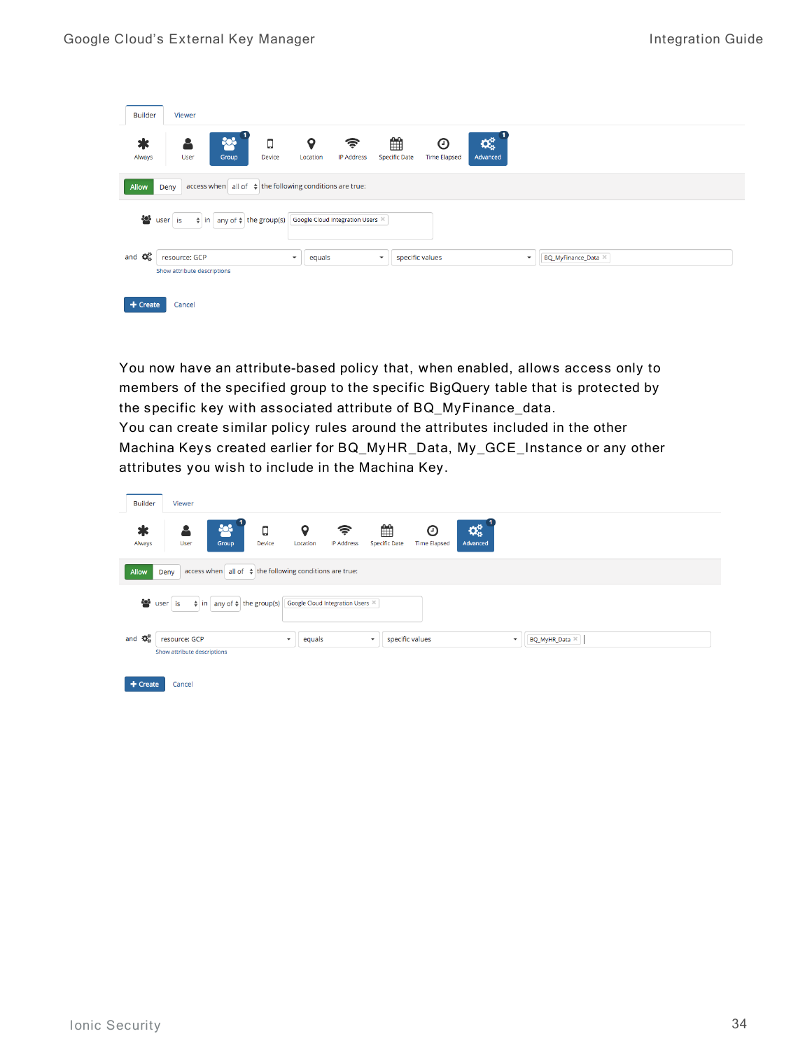You now have an attribute-based policy that, when enabled, allows access only to members of the specified group to the specific BigQuery table that is protected by the specific key with associated attribute of BQ_MyFinance_data.

You can create similar policy rules around the attributes included in the other Machina Keys created earlier for BQ_MyHR_Data, My_GCE_Instance or any other attributes you wish to include in the Machina Key.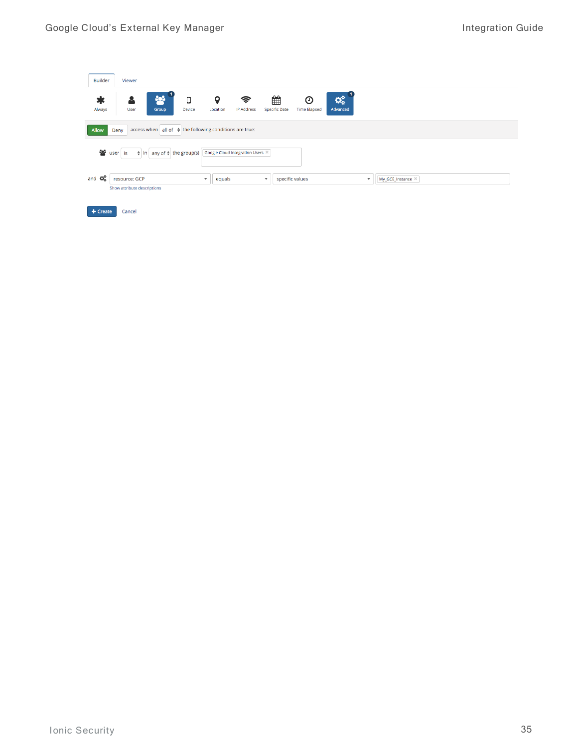Builder Viewer

Always User Group Device Location IP Address Specific Date Time Elapsed Advanced

Allow Deny access when all of the following conditions are true:

user is in any of the group(s) Google Cloud Integration Users

and resource: GCP equals specific values My_GCE_Instance

Show attribute descriptions

Create Cancel